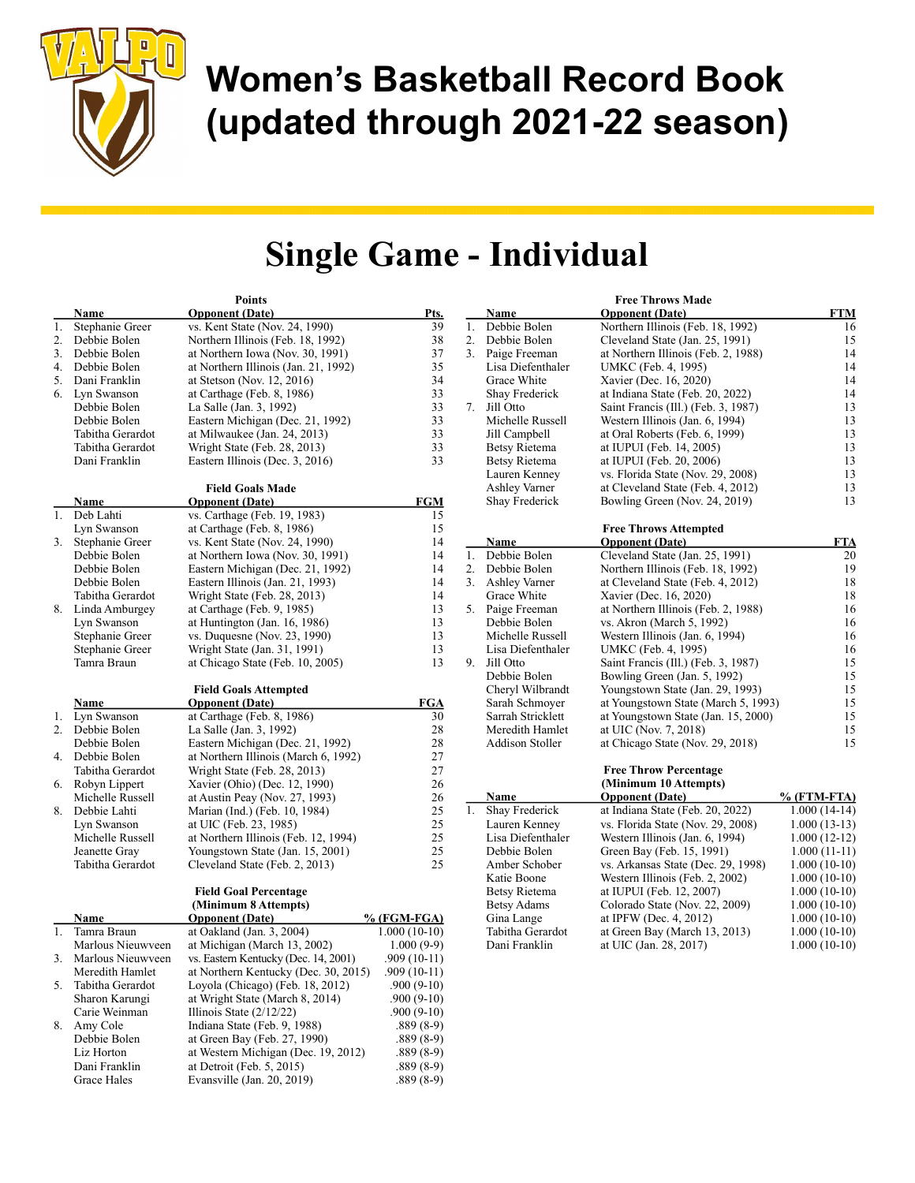# Women's Basketball Record Book (updated through 2021-22 season)

## Single Game - Individual

### Points

| | Name | Opponent (Date) | Pts. |
|---|---|---|---|
| 1. | Stephanie Greer | vs. Kent State (Nov. 24, 1990) | 39 |
| 2. | Debbie Bolen | Northern Illinois (Feb. 18, 1992) | 38 |
| 3. | Debbie Bolen | at Northern Iowa (Nov. 30, 1991) | 37 |
| 4. | Debbie Bolen | at Northern Illinois (Jan. 21, 1992) | 35 |
| 5. | Dani Franklin | at Stetson (Nov. 12, 2016) | 34 |
| 6. | Lyn Swanson | at Carthage (Feb. 8, 1986) | 33 |
| | Debbie Bolen | La Salle (Jan. 3, 1992) | 33 |
| | Debbie Bolen | Eastern Michigan (Dec. 21, 1992) | 33 |
| | Tabitha Gerardot | at Milwaukee (Jan. 24, 2013) | 33 |
| | Tabitha Gerardot | Wright State (Feb. 28, 2013) | 33 |
| | Dani Franklin | Eastern Illinois (Dec. 3, 2016) | 33 |

### Field Goals Made

| | Name | Opponent (Date) | FGM |
|---|---|---|---|
| 1. | Deb Lahti | vs. Carthage (Feb. 19, 1983) | 15 |
| | Lyn Swanson | at Carthage (Feb. 8, 1986) | 15 |
| 3. | Stephanie Greer | vs. Kent State (Nov. 24, 1990) | 14 |
| | Debbie Bolen | at Northern Iowa (Nov. 30, 1991) | 14 |
| | Debbie Bolen | Eastern Michigan (Dec. 21, 1992) | 14 |
| | Debbie Bolen | Eastern Illinois (Jan. 21, 1993) | 14 |
| | Tabitha Gerardot | Wright State (Feb. 28, 2013) | 14 |
| 8. | Linda Amburgey | at Carthage (Feb. 9, 1985) | 13 |
| | Lyn Swanson | at Huntington (Jan. 16, 1986) | 13 |
| | Stephanie Greer | vs. Duquesne (Nov. 23, 1990) | 13 |
| | Stephanie Greer | Wright State (Jan. 31, 1991) | 13 |
| | Tamra Braun | at Chicago State (Feb. 10, 2005) | 13 |

### Field Goals Attempted

| | Name | Opponent (Date) | FGA |
|---|---|---|---|
| 1. | Lyn Swanson | at Carthage (Feb. 8, 1986) | 30 |
| 2. | Debbie Bolen | La Salle (Jan. 3, 1992) | 28 |
| | Debbie Bolen | Eastern Michigan (Dec. 21, 1992) | 28 |
| 4. | Debbie Bolen | at Northern Illinois (March 6, 1992) | 27 |
| | Tabitha Gerardot | Wright State (Feb. 28, 2013) | 27 |
| 6. | Robyn Lippert | Xavier (Ohio) (Dec. 12, 1990) | 26 |
| | Michelle Russell | at Austin Peay (Nov. 27, 1993) | 26 |
| 8. | Debbie Lahti | Marian (Ind.) (Feb. 10, 1984) | 25 |
| | Lyn Swanson | at UIC (Feb. 23, 1985) | 25 |
| | Michelle Russell | at Northern Illinois (Feb. 12, 1994) | 25 |
| | Jeanette Gray | Youngstown State (Jan. 15, 2001) | 25 |
| | Tabitha Gerardot | Cleveland State (Feb. 2, 2013) | 25 |

### Field Goal Percentage (Minimum 8 Attempts)

| | Name | Opponent (Date) | % (FGM-FGA) |
|---|---|---|---|
| 1. | Tamra Braun | at Oakland (Jan. 3, 2004) | 1.000 (10-10) |
| | Marlous Nieuwveen | at Michigan (March 13, 2002) | 1.000 (9-9) |
| 3. | Marlous Nieuwveen | vs. Eastern Kentucky (Dec. 14, 2001) | .909 (10-11) |
| | Meredith Hamlet | at Northern Kentucky (Dec. 30, 2015) | .909 (10-11) |
| 5. | Tabitha Gerardot | Loyola (Chicago) (Feb. 18, 2012) | .900 (9-10) |
| | Sharon Karungi | at Wright State (March 8, 2014) | .900 (9-10) |
| | Carie Weinman | Illinois State (2/12/22) | .900 (9-10) |
| 8. | Amy Cole | Indiana State (Feb. 9, 1988) | .889 (8-9) |
| | Debbie Bolen | at Green Bay (Feb. 27, 1990) | .889 (8-9) |
| | Liz Horton | at Western Michigan (Dec. 19, 2012) | .889 (8-9) |
| | Dani Franklin | at Detroit (Feb. 5, 2015) | .889 (8-9) |
| | Grace Hales | Evansville (Jan. 20, 2019) | .889 (8-9) |

### Free Throws Made

| | Name | Opponent (Date) | FTM |
|---|---|---|---|
| 1. | Debbie Bolen | Northern Illinois (Feb. 18, 1992) | 16 |
| 2. | Debbie Bolen | Cleveland State (Jan. 25, 1991) | 15 |
| 3. | Paige Freeman | at Northern Illinois (Feb. 2, 1988) | 14 |
| | Lisa Diefenthaler | UMKC (Feb. 4, 1995) | 14 |
| | Grace White | Xavier (Dec. 16, 2020) | 14 |
| | Shay Frederick | at Indiana State (Feb. 20, 2022) | 14 |
| 7. | Jill Otto | Saint Francis (Ill.) (Feb. 3, 1987) | 13 |
| | Michelle Russell | Western Illinois (Jan. 6, 1994) | 13 |
| | Jill Campbell | at Oral Roberts (Feb. 6, 1999) | 13 |
| | Betsy Rietema | at IUPUI (Feb. 14, 2005) | 13 |
| | Betsy Rietema | at IUPUI (Feb. 20, 2006) | 13 |
| | Lauren Kenney | vs. Florida State (Nov. 29, 2008) | 13 |
| | Ashley Varner | at Cleveland State (Feb. 4, 2012) | 13 |
| | Shay Frederick | Bowling Green (Nov. 24, 2019) | 13 |

### Free Throws Attempted

| | Name | Opponent (Date) | FTA |
|---|---|---|---|
| 1. | Debbie Bolen | Cleveland State (Jan. 25, 1991) | 20 |
| 2. | Debbie Bolen | Northern Illinois (Feb. 18, 1992) | 19 |
| 3. | Ashley Varner | at Cleveland State (Feb. 4, 2012) | 18 |
| | Grace White | Xavier (Dec. 16, 2020) | 18 |
| 5. | Paige Freeman | at Northern Illinois (Feb. 2, 1988) | 16 |
| | Debbie Bolen | vs. Akron (March 5, 1992) | 16 |
| | Michelle Russell | Western Illinois (Jan. 6, 1994) | 16 |
| | Lisa Diefenthaler | UMKC (Feb. 4, 1995) | 16 |
| 9. | Jill Otto | Saint Francis (Ill.) (Feb. 3, 1987) | 15 |
| | Debbie Bolen | Bowling Green (Jan. 5, 1992) | 15 |
| | Cheryl Wilbrandt | Youngstown State (Jan. 29, 1993) | 15 |
| | Sarah Schmoyer | at Youngstown State (March 5, 1993) | 15 |
| | Sarrah Stricklett | at Youngstown State (Jan. 15, 2000) | 15 |
| | Meredith Hamlet | at UIC (Nov. 7, 2018) | 15 |
| | Addison Stoller | at Chicago State (Nov. 29, 2018) | 15 |

### Free Throw Percentage (Minimum 10 Attempts)

| | Name | Opponent (Date) | % (FTM-FTA) |
|---|---|---|---|
| 1. | Shay Frederick | at Indiana State (Feb. 20, 2022) | 1.000 (14-14) |
| | Lauren Kenney | vs. Florida State (Nov. 29, 2008) | 1.000 (13-13) |
| | Lisa Diefenthaler | Western Illinois (Jan. 6, 1994) | 1.000 (12-12) |
| | Debbie Bolen | Green Bay (Feb. 15, 1991) | 1.000 (11-11) |
| | Amber Schober | vs. Arkansas State (Dec. 29, 1998) | 1.000 (10-10) |
| | Katie Boone | Western Illinois (Feb. 2, 2002) | 1.000 (10-10) |
| | Betsy Rietema | at IUPUI (Feb. 12, 2007) | 1.000 (10-10) |
| | Betsy Adams | Colorado State (Nov. 22, 2009) | 1.000 (10-10) |
| | Gina Lange | at IPFW (Dec. 4, 2012) | 1.000 (10-10) |
| | Tabitha Gerardot | at Green Bay (March 13, 2013) | 1.000 (10-10) |
| | Dani Franklin | at UIC (Jan. 28, 2017) | 1.000 (10-10) |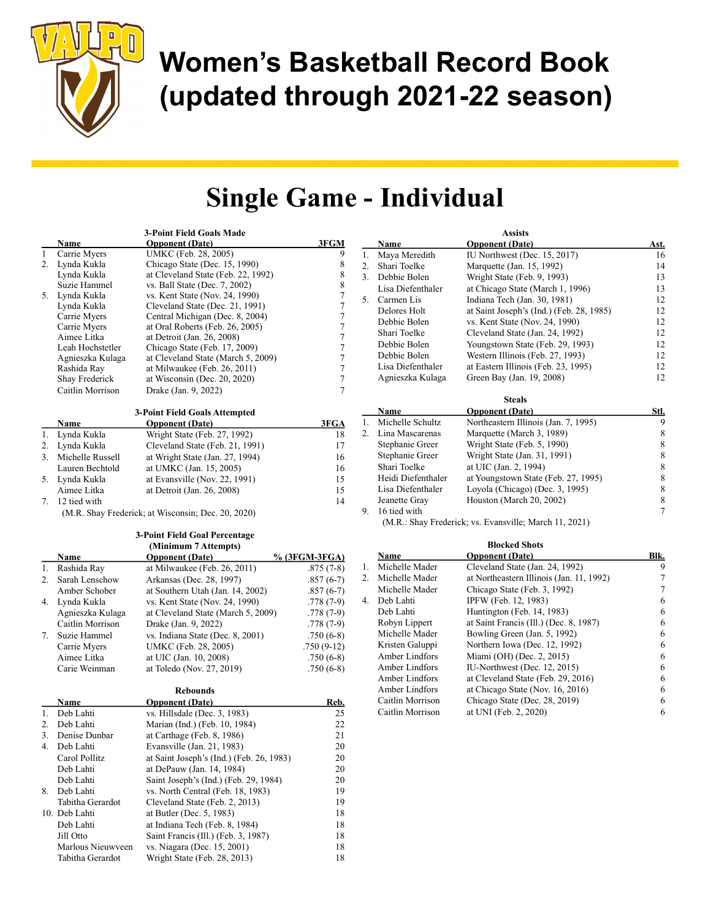# Women's Basketball Record Book (updated through 2021-22 season)

## Single Game - Individual

### 3-Point Field Goals Made

| | Name | Opponent (Date) | 3FGM |
|---|---|---|---|
| 1 | Carrie Myers | UMKC (Feb. 28, 2005) | 9 |
| 2. | Lynda Kukla | Chicago State (Dec. 15, 1990) | 8 |
| | Lynda Kukla | at Cleveland State (Feb. 22, 1992) | 8 |
| | Suzie Hammel | vs. Ball State (Dec. 7, 2002) | 8 |
| 5. | Lynda Kukla | vs. Kent State (Nov. 24, 1990) | 7 |
| | Lynda Kukla | Cleveland State (Dec. 21, 1991) | 7 |
| | Carrie Myers | Central Michigan (Dec. 8, 2004) | 7 |
| | Carrie Myers | at Oral Roberts (Feb. 26, 2005) | 7 |
| | Aimee Litka | at Detroit (Jan. 26, 2008) | 7 |
| | Leah Hochstetler | Chicago State (Feb. 17, 2009) | 7 |
| | Agnieszka Kulaga | at Cleveland State (March 5, 2009) | 7 |
| | Rashida Ray | at Milwaukee (Feb. 26, 2011) | 7 |
| | Shay Frederick | at Wisconsin (Dec. 20, 2020) | 7 |
| | Caitlin Morrison | Drake (Jan. 9, 2022) | 7 |

### 3-Point Field Goals Attempted

| | Name | Opponent (Date) | 3FGA |
|---|---|---|---|
| 1. | Lynda Kukla | Wright State (Feb. 27, 1992) | 18 |
| 2. | Lynda Kukla | Cleveland State (Feb. 21, 1991) | 17 |
| 3. | Michelle Russell | at Wright State (Jan. 27, 1994) | 16 |
| | Lauren Bechtold | at UMKC (Jan. 15, 2005) | 16 |
| 5. | Lynda Kukla | at Evansville (Nov. 22, 1991) | 15 |
| | Aimee Litka | at Detroit (Jan. 26, 2008) | 15 |
| 7. | 12 tied with | | 14 |

(M.R. Shay Frederick; at Wisconsin; Dec. 20, 2020)

### 3-Point Field Goal Percentage (Minimum 7 Attempts)

| | Name | Opponent (Date) | % (3FGM-3FGA) |
|---|---|---|---|
| 1. | Rashida Ray | at Milwaukee (Feb. 26, 2011) | .875 (7-8) |
| 2. | Sarah Lenschow | Arkansas (Dec. 28, 1997) | .857 (6-7) |
| | Amber Schober | at Southern Utah (Jan. 14, 2002) | .857 (6-7) |
| 4. | Lynda Kukla | vs. Kent State (Nov. 24, 1990) | .778 (7-9) |
| | Agnieszka Kulaga | at Cleveland State (March 5, 2009) | .778 (7-9) |
| | Caitlin Morrison | Drake (Jan. 9, 2022) | .778 (7-9) |
| 7. | Suzie Hammel | vs. Indiana State (Dec. 8, 2001) | .750 (6-8) |
| | Carrie Myers | UMKC (Feb. 28, 2005) | .750 (9-12) |
| | Aimee Litka | at UIC (Jan. 10, 2008) | .750 (6-8) |
| | Carie Weinman | at Toledo (Nov. 27, 2019) | .750 (6-8) |

### Rebounds

| | Name | Opponent (Date) | Reb. |
|---|---|---|---|
| 1. | Deb Lahti | vs. Hillsdale (Dec. 3, 1983) | 25 |
| 2. | Deb Lahti | Marian (Ind.) (Feb. 10, 1984) | 22 |
| 3. | Denise Dunbar | at Carthage (Feb. 8, 1986) | 21 |
| 4. | Deb Lahti | Evansville (Jan. 21, 1983) | 20 |
| | Carol Pollitz | at Saint Joseph's (Ind.) (Feb. 26, 1983) | 20 |
| | Deb Lahti | at DePauw (Jan. 14, 1984) | 20 |
| | Deb Lahti | Saint Joseph's (Ind.) (Feb. 29, 1984) | 20 |
| 8. | Deb Lahti | vs. North Central (Feb. 18, 1983) | 19 |
| | Tabitha Gerardot | Cleveland State (Feb. 2, 2013) | 19 |
| 10. | Deb Lahti | at Butler (Dec. 5, 1983) | 18 |
| | Deb Lahti | at Indiana Tech (Feb. 8, 1984) | 18 |
| | Jill Otto | Saint Francis (Ill.) (Feb. 3, 1987) | 18 |
| | Marlous Nieuwveen | vs. Niagara (Dec. 15, 2001) | 18 |
| | Tabitha Gerardot | Wright State (Feb. 28, 2013) | 18 |

### Assists

| | Name | Opponent (Date) | Ast. |
|---|---|---|---|
| 1. | Maya Meredith | IU Northwest (Dec. 15, 2017) | 16 |
| 2. | Shari Toelke | Marquette (Jan. 15, 1992) | 14 |
| 3. | Debbie Bolen | Wright State (Feb. 9, 1993) | 13 |
| | Lisa Diefenthaler | at Chicago State (March 1, 1996) | 13 |
| 5. | Carmen Lis | Indiana Tech (Jan. 30, 1981) | 12 |
| | Delores Holt | at Saint Joseph's (Ind.) (Feb. 28, 1985) | 12 |
| | Debbie Bolen | vs. Kent State (Nov. 24, 1990) | 12 |
| | Shari Toelke | Cleveland State (Jan. 24, 1992) | 12 |
| | Debbie Bolen | Youngstown State (Feb. 29, 1993) | 12 |
| | Debbie Bolen | Western Illinois (Feb. 27, 1993) | 12 |
| | Lisa Diefenthaler | at Eastern Illinois (Feb. 23, 1995) | 12 |
| | Agnieszka Kulaga | Green Bay (Jan. 19, 2008) | 12 |

### Steals

| | Name | Opponent (Date) | Stl. |
|---|---|---|---|
| 1. | Michelle Schultz | Northeastern Illinois (Jan. 7, 1995) | 9 |
| 2. | Lina Mascarenas | Marquette (March 3, 1989) | 8 |
| | Stephanie Greer | Wright State (Feb. 5, 1990) | 8 |
| | Stephanie Greer | Wright State (Jan. 31, 1991) | 8 |
| | Shari Toelke | at UIC (Jan. 2, 1994) | 8 |
| | Heidi Diefenthaler | at Youngstown State (Feb. 27, 1995) | 8 |
| | Lisa Diefenthaler | Loyola (Chicago) (Dec. 3, 1995) | 8 |
| | Jeanette Gray | Houston (March 20, 2002) | 8 |
| 9. | 16 tied with | | 7 |

(M.R.: Shay Frederick; vs. Evansville; March 11, 2021)

### Blocked Shots

| | Name | Opponent (Date) | Blk. |
|---|---|---|---|
| 1. | Michelle Mader | Cleveland State (Jan. 24, 1992) | 9 |
| 2. | Michelle Mader | at Northeastern Illinois (Jan. 11, 1992) | 7 |
| | Michelle Mader | Chicago State (Feb. 3, 1992) | 7 |
| 4. | Deb Lahti | IPFW (Feb. 12, 1983) | 6 |
| | Deb Lahti | Huntington (Feb. 14, 1983) | 6 |
| | Robyn Lippert | at Saint Francis (Ill.) (Dec. 8, 1987) | 6 |
| | Michelle Mader | Bowling Green (Jan. 5, 1992) | 6 |
| | Kristen Galuppi | Northern Iowa (Dec. 12, 1992) | 6 |
| | Amber Lindfors | Miami (OH) (Dec. 2, 2015) | 6 |
| | Amber Lindfors | IU-Northwest (Dec. 12, 2015) | 6 |
| | Amber Lindfors | at Cleveland State (Feb. 29, 2016) | 6 |
| | Amber Lindfors | at Chicago State (Nov. 16, 2016) | 6 |
| | Caitlin Morrison | Chicago State (Dec. 28, 2019) | 6 |
| | Caitlin Morrison | at UNI (Feb. 2, 2020) | 6 |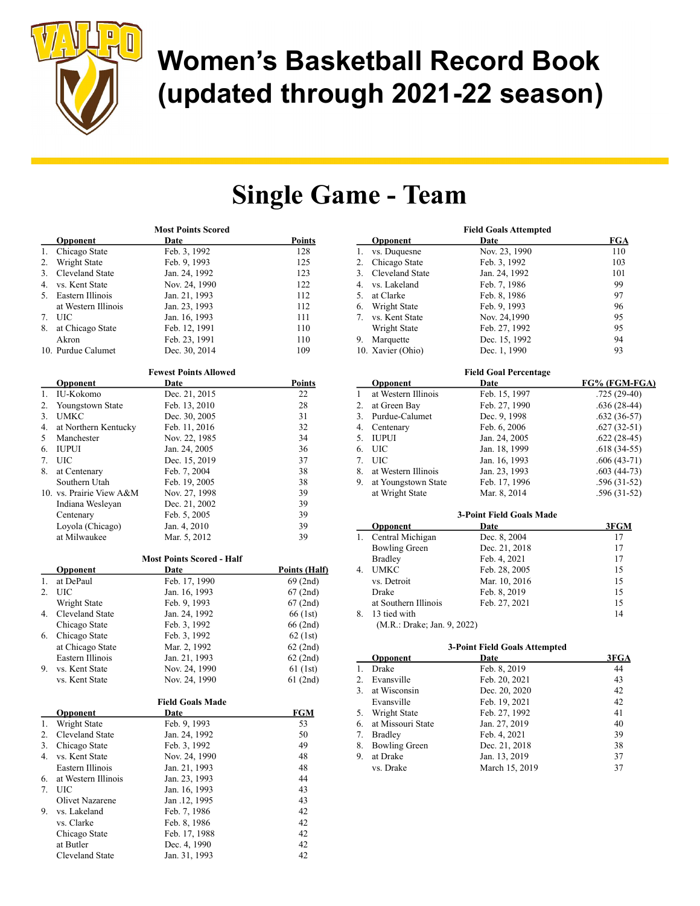# Women's Basketball Record Book (updated through 2021-22 season)

## Single Game - Team

### Most Points Scored

| | Opponent | Date | Points |
|---|---|---|---|
| 1. | Chicago State | Feb. 3, 1992 | 128 |
| 2. | Wright State | Feb. 9, 1993 | 125 |
| 3. | Cleveland State | Jan. 24, 1992 | 123 |
| 4. | vs. Kent State | Nov. 24, 1990 | 122 |
| 5. | Eastern Illinois | Jan. 21, 1993 | 112 |
| | at Western Illinois | Jan. 23, 1993 | 112 |
| 7. | UIC | Jan. 16, 1993 | 111 |
| 8. | at Chicago State | Feb. 12, 1991 | 110 |
| | Akron | Feb. 23, 1991 | 110 |
| 10. | Purdue Calumet | Dec. 30, 2014 | 109 |

### Fewest Points Allowed

| | Opponent | Date | Points |
|---|---|---|---|
| 1. | IU-Kokomo | Dec. 21, 2015 | 22 |
| 2. | Youngstown State | Feb. 13, 2010 | 28 |
| 3. | UMKC | Dec. 30, 2005 | 31 |
| 4. | at Northern Kentucky | Feb. 11, 2016 | 32 |
| 5 | Manchester | Nov. 22, 1985 | 34 |
| 6. | IUPUI | Jan. 24, 2005 | 36 |
| 7. | UIC | Dec. 15, 2019 | 37 |
| 8. | at Centenary | Feb. 7, 2004 | 38 |
| | Southern Utah | Feb. 19, 2005 | 38 |
| 10. | vs. Prairie View A&M | Nov. 27, 1998 | 39 |
| | Indiana Wesleyan | Dec. 21, 2002 | 39 |
| | Centenary | Feb. 5, 2005 | 39 |
| | Loyola (Chicago) | Jan. 4, 2010 | 39 |
| | at Milwaukee | Mar. 5, 2012 | 39 |

### Most Points Scored - Half

| | Opponent | Date | Points (Half) |
|---|---|---|---|
| 1. | at DePaul | Feb. 17, 1990 | 69 (2nd) |
| 2. | UIC | Jan. 16, 1993 | 67 (2nd) |
| | Wright State | Feb. 9, 1993 | 67 (2nd) |
| 4. | Cleveland State | Jan. 24, 1992 | 66 (1st) |
| | Chicago State | Feb. 3, 1992 | 66 (2nd) |
| 6. | Chicago State | Feb. 3, 1992 | 62 (1st) |
| | at Chicago State | Mar. 2, 1992 | 62 (2nd) |
| | Eastern Illinois | Jan. 21, 1993 | 62 (2nd) |
| 9. | vs. Kent State | Nov. 24, 1990 | 61 (1st) |
| | vs. Kent State | Nov. 24, 1990 | 61 (2nd) |

### Field Goals Made

| | Opponent | Date | FGM |
|---|---|---|---|
| 1. | Wright State | Feb. 9, 1993 | 53 |
| 2. | Cleveland State | Jan. 24, 1992 | 50 |
| 3. | Chicago State | Feb. 3, 1992 | 49 |
| 4. | vs. Kent State | Nov. 24, 1990 | 48 |
| | Eastern Illinois | Jan. 21, 1993 | 48 |
| 6. | at Western Illinois | Jan. 23, 1993 | 44 |
| 7. | UIC | Jan. 16, 1993 | 43 |
| | Olivet Nazarene | Jan .12, 1995 | 43 |
| 9. | vs. Lakeland | Feb. 7, 1986 | 42 |
| | vs. Clarke | Feb. 8, 1986 | 42 |
| | Chicago State | Feb. 17, 1988 | 42 |
| | at Butler | Dec. 4, 1990 | 42 |
| | Cleveland State | Jan. 31, 1993 | 42 |

### Field Goals Attempted

| | Opponent | Date | FGA |
|---|---|---|---|
| 1. | vs. Duquesne | Nov. 23, 1990 | 110 |
| 2. | Chicago State | Feb. 3, 1992 | 103 |
| 3. | Cleveland State | Jan. 24, 1992 | 101 |
| 4. | vs. Lakeland | Feb. 7, 1986 | 99 |
| 5. | at Clarke | Feb. 8, 1986 | 97 |
| 6. | Wright State | Feb. 9, 1993 | 96 |
| 7. | vs. Kent State | Nov. 24,1990 | 95 |
| | Wright State | Feb. 27, 1992 | 95 |
| 9. | Marquette | Dec. 15, 1992 | 94 |
| 10. | Xavier (Ohio) | Dec. 1, 1990 | 93 |

### Field Goal Percentage

| | Opponent | Date | FG% (FGM-FGA) |
|---|---|---|---|
| 1 | at Western Illinois | Feb. 15, 1997 | .725 (29-40) |
| 2. | at Green Bay | Feb. 27, 1990 | .636 (28-44) |
| 3. | Purdue-Calumet | Dec. 9, 1998 | .632 (36-57) |
| 4. | Centenary | Feb. 6, 2006 | .627 (32-51) |
| 5. | IUPUI | Jan. 24, 2005 | .622 (28-45) |
| 6. | UIC | Jan. 18, 1999 | .618 (34-55) |
| 7. | UIC | Jan. 16, 1993 | .606 (43-71) |
| 8. | at Western Illinois | Jan. 23, 1993 | .603 (44-73) |
| 9. | at Youngstown State | Feb. 17, 1996 | .596 (31-52) |
| | at Wright State | Mar. 8, 2014 | .596 (31-52) |

### 3-Point Field Goals Made

| | Opponent | Date | 3FGM |
|---|---|---|---|
| 1. | Central Michigan | Dec. 8, 2004 | 17 |
| | Bowling Green | Dec. 21, 2018 | 17 |
| | Bradley | Feb. 4, 2021 | 17 |
| 4. | UMKC | Feb. 28, 2005 | 15 |
| | vs. Detroit | Mar. 10, 2016 | 15 |
| | Drake | Feb. 8, 2019 | 15 |
| | at Southern Illinois | Feb. 27, 2021 | 15 |
| 8. | 13 tied with | | 14 |
| | (M.R.: Drake; Jan. 9, 2022) | | |

### 3-Point Field Goals Attempted

| | Opponent | Date | 3FGA |
|---|---|---|---|
| 1. | Drake | Feb. 8, 2019 | 44 |
| 2. | Evansville | Feb. 20, 2021 | 43 |
| 3. | at Wisconsin | Dec. 20, 2020 | 42 |
| | Evansville | Feb. 19, 2021 | 42 |
| 5. | Wright State | Feb. 27, 1992 | 41 |
| 6. | at Missouri State | Jan. 27, 2019 | 40 |
| 7. | Bradley | Feb. 4, 2021 | 39 |
| 8. | Bowling Green | Dec. 21, 2018 | 38 |
| 9. | at Drake | Jan. 13, 2019 | 37 |
| | vs. Drake | March 15, 2019 | 37 |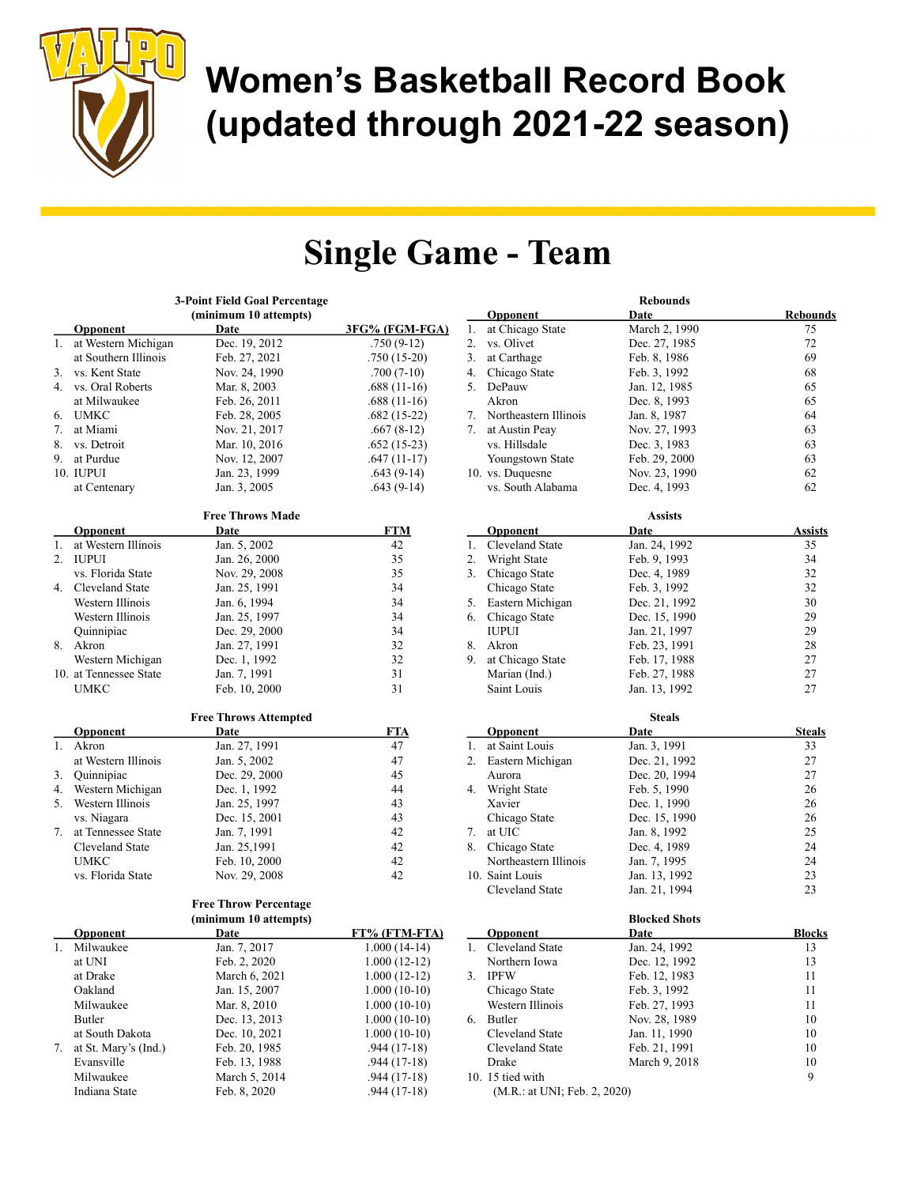# Women's Basketball Record Book (updated through 2021-22 season)

# Single Game - Team

### 3-Point Field Goal Percentage (minimum 10 attempts)

| | Opponent | Date | 3FG% (FGM-FGA) |
|---|---|---|---|
| 1. | at Western Michigan | Dec. 19, 2012 | .750 (9-12) |
| | at Southern Illinois | Feb. 27, 2021 | .750 (15-20) |
| 3. | vs. Kent State | Nov. 24, 1990 | .700 (7-10) |
| 4. | vs. Oral Roberts | Mar. 8, 2003 | .688 (11-16) |
| | at Milwaukee | Feb. 26, 2011 | .688 (11-16) |
| 6. | UMKC | Feb. 28, 2005 | .682 (15-22) |
| 7. | at Miami | Nov. 21, 2017 | .667 (8-12) |
| 8. | vs. Detroit | Mar. 10, 2016 | .652 (15-23) |
| 9. | at Purdue | Nov. 12, 2007 | .647 (11-17) |
| 10. | IUPUI | Jan. 23, 1999 | .643 (9-14) |
| | at Centenary | Jan. 3, 2005 | .643 (9-14) |

### Free Throws Made

| | Opponent | Date | FTM |
|---|---|---|---|
| 1. | at Western Illinois | Jan. 5, 2002 | 42 |
| 2. | IUPUI | Jan. 26, 2000 | 35 |
| | vs. Florida State | Nov. 29, 2008 | 35 |
| 4. | Cleveland State | Jan. 25, 1991 | 34 |
| | Western Illinois | Jan. 6, 1994 | 34 |
| | Western Illinois | Jan. 25, 1997 | 34 |
| | Quinnipiac | Dec. 29, 2000 | 34 |
| 8. | Akron | Jan. 27, 1991 | 32 |
| | Western Michigan | Dec. 1, 1992 | 32 |
| 10. | at Tennessee State | Jan. 7, 1991 | 31 |
| | UMKC | Feb. 10, 2000 | 31 |

### Free Throws Attempted

| | Opponent | Date | FTA |
|---|---|---|---|
| 1. | Akron | Jan. 27, 1991 | 47 |
| | at Western Illinois | Jan. 5, 2002 | 47 |
| 3. | Quinnipiac | Dec. 29, 2000 | 45 |
| 4. | Western Michigan | Dec. 1, 1992 | 44 |
| 5. | Western Illinois | Jan. 25, 1997 | 43 |
| | vs. Niagara | Dec. 15, 2001 | 43 |
| 7. | at Tennessee State | Jan. 7, 1991 | 42 |
| | Cleveland State | Jan. 25,1991 | 42 |
| | UMKC | Feb. 10, 2000 | 42 |
| | vs. Florida State | Nov. 29, 2008 | 42 |

### Free Throw Percentage (minimum 10 attempts)

| | Opponent | Date | FT% (FTM-FTA) |
|---|---|---|---|
| 1. | Milwaukee | Jan. 7, 2017 | 1.000 (14-14) |
| | at UNI | Feb. 2, 2020 | 1.000 (12-12) |
| | at Drake | March 6, 2021 | 1.000 (12-12) |
| | Oakland | Jan. 15, 2007 | 1.000 (10-10) |
| | Milwaukee | Mar. 8, 2010 | 1.000 (10-10) |
| | Butler | Dec. 13, 2013 | 1.000 (10-10) |
| | at South Dakota | Dec. 10, 2021 | 1.000 (10-10) |
| 7. | at St. Mary's (Ind.) | Feb. 20, 1985 | .944 (17-18) |
| | Evansville | Feb. 13, 1988 | .944 (17-18) |
| | Milwaukee | March 5, 2014 | .944 (17-18) |
| | Indiana State | Feb. 8, 2020 | .944 (17-18) |

### Rebounds

| | Opponent | Date | Rebounds |
|---|---|---|---|
| 1. | at Chicago State | March 2, 1990 | 75 |
| 2. | vs. Olivet | Dec. 27, 1985 | 72 |
| 3. | at Carthage | Feb. 8, 1986 | 69 |
| 4. | Chicago State | Feb. 3, 1992 | 68 |
| 5. | DePauw | Jan. 12, 1985 | 65 |
| | Akron | Dec. 8, 1993 | 65 |
| 7. | Northeastern Illinois | Jan. 8, 1987 | 64 |
| 7. | at Austin Peay | Nov. 27, 1993 | 63 |
| | vs. Hillsdale | Dec. 3, 1983 | 63 |
| | Youngstown State | Feb. 29, 2000 | 63 |
| 10. | vs. Duquesne | Nov. 23, 1990 | 62 |
| | vs. South Alabama | Dec. 4, 1993 | 62 |

### Assists

| | Opponent | Date | Assists |
|---|---|---|---|
| 1. | Cleveland State | Jan. 24, 1992 | 35 |
| 2. | Wright State | Feb. 9, 1993 | 34 |
| 3. | Chicago State | Dec. 4, 1989 | 32 |
| | Chicago State | Feb. 3, 1992 | 32 |
| 5. | Eastern Michigan | Dec. 21, 1992 | 30 |
| 6. | Chicago State | Dec. 15, 1990 | 29 |
| | IUPUI | Jan. 21, 1997 | 29 |
| 8. | Akron | Feb. 23, 1991 | 28 |
| 9. | at Chicago State | Feb. 17, 1988 | 27 |
| | Marian (Ind.) | Feb. 27, 1988 | 27 |
| | Saint Louis | Jan. 13, 1992 | 27 |

### Steals

| | Opponent | Date | Steals |
|---|---|---|---|
| 1. | at Saint Louis | Jan. 3, 1991 | 33 |
| 2. | Eastern Michigan | Dec. 21, 1992 | 27 |
| | Aurora | Dec. 20, 1994 | 27 |
| 4. | Wright State | Feb. 5, 1990 | 26 |
| | Xavier | Dec. 1, 1990 | 26 |
| | Chicago State | Dec. 15, 1990 | 26 |
| 7. | at UIC | Jan. 8, 1992 | 25 |
| 8. | Chicago State | Dec. 4, 1989 | 24 |
| | Northeastern Illinois | Jan. 7, 1995 | 24 |
| 10. | Saint Louis | Jan. 13, 1992 | 23 |
| | Cleveland State | Jan. 21, 1994 | 23 |

### Blocked Shots

| | Opponent | Date | Blocks |
|---|---|---|---|
| 1. | Cleveland State | Jan. 24, 1992 | 13 |
| | Northern Iowa | Dec. 12, 1992 | 13 |
| 3. | IPFW | Feb. 12, 1983 | 11 |
| | Chicago State | Feb. 3, 1992 | 11 |
| | Western Illinois | Feb. 27, 1993 | 11 |
| 6. | Butler | Nov. 28, 1989 | 10 |
| | Cleveland State | Jan. 11, 1990 | 10 |
| | Cleveland State | Feb. 21, 1991 | 10 |
| | Drake | March 9, 2018 | 10 |
| 10. | 15 tied with | | 9 |

(M.R.: at UNI; Feb. 2, 2020)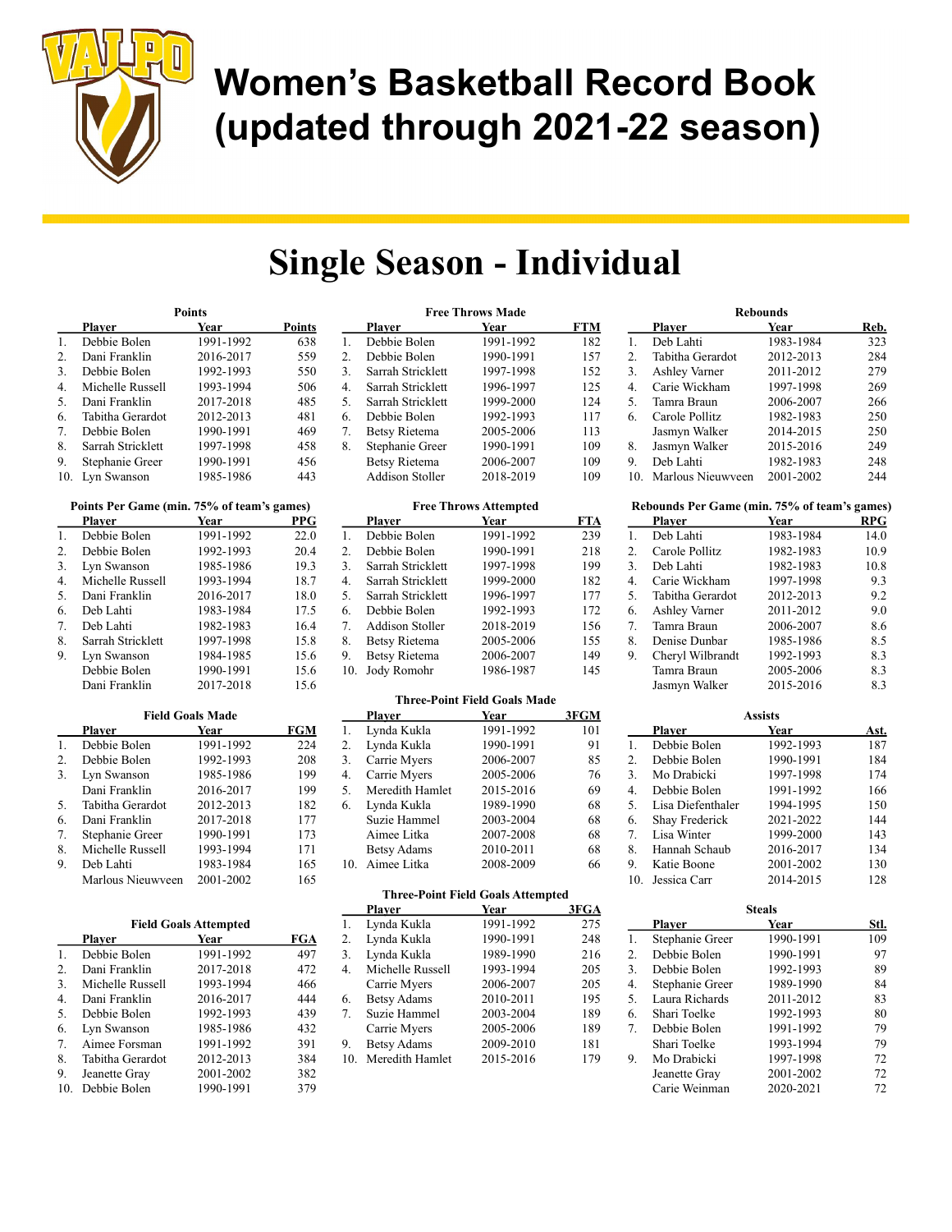# Women's Basketball Record Book (updated through 2021-22 season)

## Single Season - Individual

### Points

| | Player | Year | Points |
|---|---|---|---|
| 1. | Debbie Bolen | 1991-1992 | 638 |
| 2. | Dani Franklin | 2016-2017 | 559 |
| 3. | Debbie Bolen | 1992-1993 | 550 |
| 4. | Michelle Russell | 1993-1994 | 506 |
| 5. | Dani Franklin | 2017-2018 | 485 |
| 6. | Tabitha Gerardot | 2012-2013 | 481 |
| 7. | Debbie Bolen | 1990-1991 | 469 |
| 8. | Sarrah Stricklett | 1997-1998 | 458 |
| 9. | Stephanie Greer | 1990-1991 | 456 |
| 10. | Lyn Swanson | 1985-1986 | 443 |

### Points Per Game (min. 75% of team's games)

| | Player | Year | PPG |
|---|---|---|---|
| 1. | Debbie Bolen | 1991-1992 | 22.0 |
| 2. | Debbie Bolen | 1992-1993 | 20.4 |
| 3. | Lyn Swanson | 1985-1986 | 19.3 |
| 4. | Michelle Russell | 1993-1994 | 18.7 |
| 5. | Dani Franklin | 2016-2017 | 18.0 |
| 6. | Deb Lahti | 1983-1984 | 17.5 |
| 7. | Deb Lahti | 1982-1983 | 16.4 |
| 8. | Sarrah Stricklett | 1997-1998 | 15.8 |
| 9. | Lyn Swanson | 1984-1985 | 15.6 |
| | Debbie Bolen | 1990-1991 | 15.6 |
| | Dani Franklin | 2017-2018 | 15.6 |

### Field Goals Made

| | Player | Year | FGM |
|---|---|---|---|
| 1. | Debbie Bolen | 1991-1992 | 224 |
| 2. | Debbie Bolen | 1992-1993 | 208 |
| 3. | Lyn Swanson | 1985-1986 | 199 |
| | Dani Franklin | 2016-2017 | 199 |
| 5. | Tabitha Gerardot | 2012-2013 | 182 |
| 6. | Dani Franklin | 2017-2018 | 177 |
| 7. | Stephanie Greer | 1990-1991 | 173 |
| 8. | Michelle Russell | 1993-1994 | 171 |
| 9. | Deb Lahti | 1983-1984 | 165 |
| | Marlous Nieuwveen | 2001-2002 | 165 |

### Field Goals Attempted

| | Player | Year | FGA |
|---|---|---|---|
| 1. | Debbie Bolen | 1991-1992 | 497 |
| 2. | Dani Franklin | 2017-2018 | 472 |
| 3. | Michelle Russell | 1993-1994 | 466 |
| 4. | Dani Franklin | 2016-2017 | 444 |
| 5. | Debbie Bolen | 1992-1993 | 439 |
| 6. | Lyn Swanson | 1985-1986 | 432 |
| 7. | Aimee Forsman | 1991-1992 | 391 |
| 8. | Tabitha Gerardot | 2012-2013 | 384 |
| 9. | Jeanette Gray | 2001-2002 | 382 |
| 10. | Debbie Bolen | 1990-1991 | 379 |

### Free Throws Made

| | Player | Year | FTM |
|---|---|---|---|
| 1. | Debbie Bolen | 1991-1992 | 182 |
| 2. | Debbie Bolen | 1990-1991 | 157 |
| 3. | Sarrah Stricklett | 1997-1998 | 152 |
| 4. | Sarrah Stricklett | 1996-1997 | 125 |
| 5. | Sarrah Stricklett | 1999-2000 | 124 |
| 6. | Debbie Bolen | 1992-1993 | 117 |
| 7. | Betsy Rietema | 2005-2006 | 113 |
| 8. | Stephanie Greer | 1990-1991 | 109 |
| | Betsy Rietema | 2006-2007 | 109 |
| | Addison Stoller | 2018-2019 | 109 |

### Free Throws Attempted

| | Player | Year | FTA |
|---|---|---|---|
| 1. | Debbie Bolen | 1991-1992 | 239 |
| 2. | Debbie Bolen | 1990-1991 | 218 |
| 3. | Sarrah Stricklett | 1997-1998 | 199 |
| 4. | Sarrah Stricklett | 1999-2000 | 182 |
| 5. | Sarrah Stricklett | 1996-1997 | 177 |
| 6. | Debbie Bolen | 1992-1993 | 172 |
| 7. | Addison Stoller | 2018-2019 | 156 |
| 8. | Betsy Rietema | 2005-2006 | 155 |
| 9. | Betsy Rietema | 2006-2007 | 149 |
| 10. | Jody Romohr | 1986-1987 | 145 |

### Three-Point Field Goals Made

| | Player | Year | 3FGM |
|---|---|---|---|
| 1. | Lynda Kukla | 1991-1992 | 101 |
| 2. | Lynda Kukla | 1990-1991 | 91 |
| 3. | Carrie Myers | 2006-2007 | 85 |
| 4. | Carrie Myers | 2005-2006 | 76 |
| 5. | Meredith Hamlet | 2015-2016 | 69 |
| 6. | Lynda Kukla | 1989-1990 | 68 |
| | Suzie Hammel | 2003-2004 | 68 |
| | Aimee Litka | 2007-2008 | 68 |
| | Betsy Adams | 2010-2011 | 68 |
| 10. | Aimee Litka | 2008-2009 | 66 |

### Three-Point Field Goals Attempted

| | Player | Year | 3FGA |
|---|---|---|---|
| 1. | Lynda Kukla | 1991-1992 | 275 |
| 2. | Lynda Kukla | 1990-1991 | 248 |
| 3. | Lynda Kukla | 1989-1990 | 216 |
| 4. | Michelle Russell | 1993-1994 | 205 |
| | Carrie Myers | 2006-2007 | 205 |
| 6. | Betsy Adams | 2010-2011 | 195 |
| 7. | Suzie Hammel | 2003-2004 | 189 |
| | Carrie Myers | 2005-2006 | 189 |
| 9. | Betsy Adams | 2009-2010 | 181 |
| 10. | Meredith Hamlet | 2015-2016 | 179 |

### Rebounds

| | Player | Year | Reb. |
|---|---|---|---|
| 1. | Deb Lahti | 1983-1984 | 323 |
| 2. | Tabitha Gerardot | 2012-2013 | 284 |
| 3. | Ashley Varner | 2011-2012 | 279 |
| 4. | Carie Wickham | 1997-1998 | 269 |
| 5. | Tamra Braun | 2006-2007 | 266 |
| 6. | Carole Pollitz | 1982-1983 | 250 |
| | Jasmyn Walker | 2014-2015 | 250 |
| 8. | Jasmyn Walker | 2015-2016 | 249 |
| 9. | Deb Lahti | 1982-1983 | 248 |
| 10. | Marlous Nieuwveen | 2001-2002 | 244 |

### Rebounds Per Game (min. 75% of team's games)

| | Player | Year | RPG |
|---|---|---|---|
| 1. | Deb Lahti | 1983-1984 | 14.0 |
| 2. | Carole Pollitz | 1982-1983 | 10.9 |
| 3. | Deb Lahti | 1982-1983 | 10.8 |
| 4. | Carie Wickham | 1997-1998 | 9.3 |
| 5. | Tabitha Gerardot | 2012-2013 | 9.2 |
| 6. | Ashley Varner | 2011-2012 | 9.0 |
| 7. | Tamra Braun | 2006-2007 | 8.6 |
| 8. | Denise Dunbar | 1985-1986 | 8.5 |
| 9. | Cheryl Wilbrandt | 1992-1993 | 8.3 |
| | Tamra Braun | 2005-2006 | 8.3 |
| | Jasmyn Walker | 2015-2016 | 8.3 |

### Assists

| | Player | Year | Ast. |
|---|---|---|---|
| 1. | Debbie Bolen | 1992-1993 | 187 |
| 2. | Debbie Bolen | 1990-1991 | 184 |
| 3. | Mo Drabicki | 1997-1998 | 174 |
| 4. | Debbie Bolen | 1991-1992 | 166 |
| 5. | Lisa Diefenthaler | 1994-1995 | 150 |
| 6. | Shay Frederick | 2021-2022 | 144 |
| 7. | Lisa Winter | 1999-2000 | 143 |
| 8. | Hannah Schaub | 2016-2017 | 134 |
| 9. | Katie Boone | 2001-2002 | 130 |
| 10. | Jessica Carr | 2014-2015 | 128 |

### Steals

| | Player | Year | Stl. |
|---|---|---|---|
| 1. | Stephanie Greer | 1990-1991 | 109 |
| 2. | Debbie Bolen | 1990-1991 | 97 |
| 3. | Debbie Bolen | 1992-1993 | 89 |
| 4. | Stephanie Greer | 1989-1990 | 84 |
| 5. | Laura Richards | 2011-2012 | 83 |
| 6. | Shari Toelke | 1992-1993 | 80 |
| 7. | Debbie Bolen | 1991-1992 | 79 |
| | Shari Toelke | 1993-1994 | 79 |
| 9. | Mo Drabicki | 1997-1998 | 72 |
| | Jeanette Gray | 2001-2002 | 72 |
| | Carie Weinman | 2020-2021 | 72 |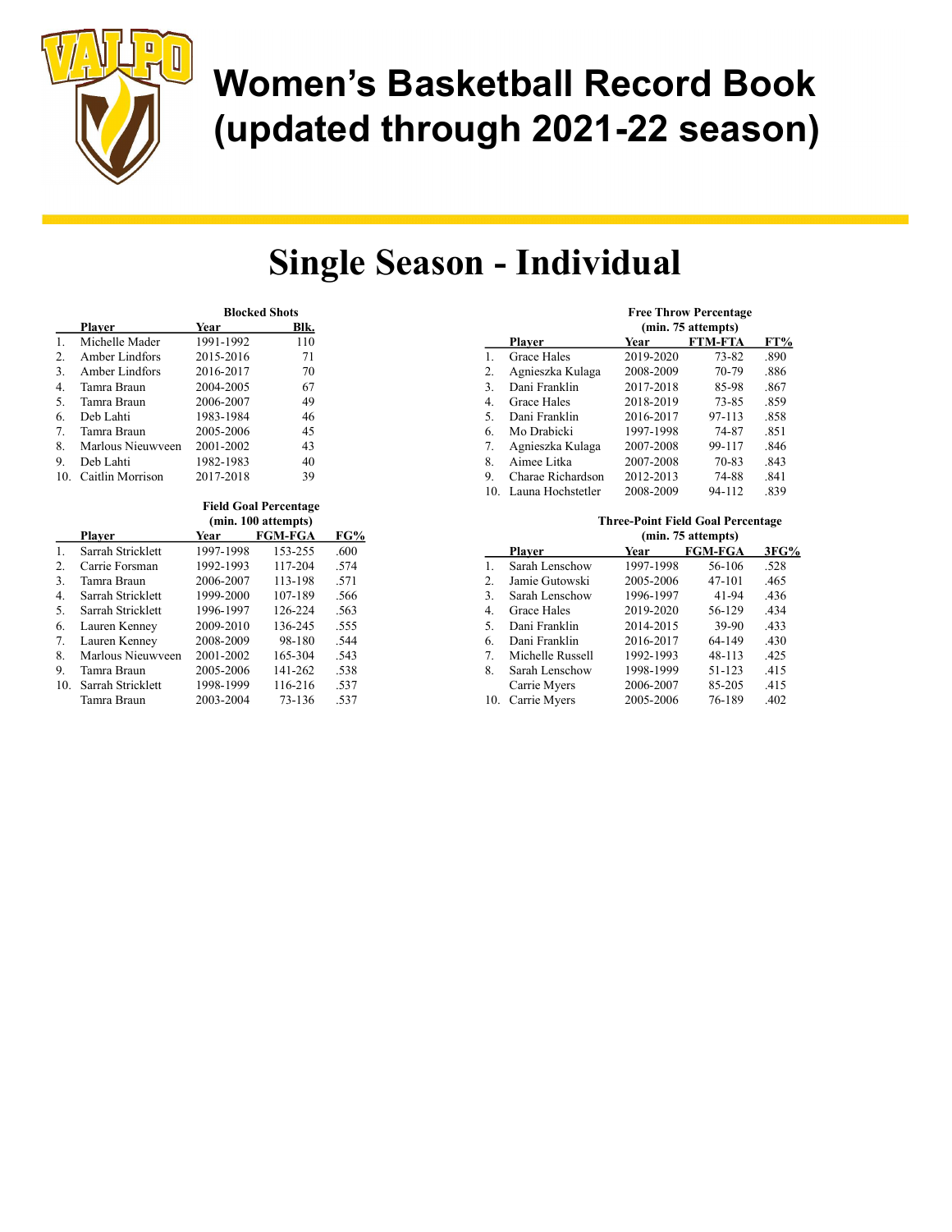# Women's Basketball Record Book (updated through 2021-22 season)

## Single Season - Individual

### Blocked Shots

| | Player | Year | Blk. |
|---|---|---|---|
| 1. | Michelle Mader | 1991-1992 | 110 |
| 2. | Amber Lindfors | 2015-2016 | 71 |
| 3. | Amber Lindfors | 2016-2017 | 70 |
| 4. | Tamra Braun | 2004-2005 | 67 |
| 5. | Tamra Braun | 2006-2007 | 49 |
| 6. | Deb Lahti | 1983-1984 | 46 |
| 7. | Tamra Braun | 2005-2006 | 45 |
| 8. | Marlous Nieuwveen | 2001-2002 | 43 |
| 9. | Deb Lahti | 1982-1983 | 40 |
| 10. | Caitlin Morrison | 2017-2018 | 39 |

### Field Goal Percentage (min. 100 attempts)

| | Player | Year | FGM-FGA | FG% |
|---|---|---|---|---|
| 1. | Sarrah Stricklett | 1997-1998 | 153-255 | .600 |
| 2. | Carrie Forsman | 1992-1993 | 117-204 | .574 |
| 3. | Tamra Braun | 2006-2007 | 113-198 | .571 |
| 4. | Sarrah Stricklett | 1999-2000 | 107-189 | .566 |
| 5. | Sarrah Stricklett | 1996-1997 | 126-224 | .563 |
| 6. | Lauren Kenney | 2009-2010 | 136-245 | .555 |
| 7. | Lauren Kenney | 2008-2009 | 98-180 | .544 |
| 8. | Marlous Nieuwveen | 2001-2002 | 165-304 | .543 |
| 9. | Tamra Braun | 2005-2006 | 141-262 | .538 |
| 10. | Sarrah Stricklett | 1998-1999 | 116-216 | .537 |
| | Tamra Braun | 2003-2004 | 73-136 | .537 |

### Free Throw Percentage (min. 75 attempts)

| | Player | Year | FTM-FTA | FT% |
|---|---|---|---|---|
| 1. | Grace Hales | 2019-2020 | 73-82 | .890 |
| 2. | Agnieszka Kulaga | 2008-2009 | 70-79 | .886 |
| 3. | Dani Franklin | 2017-2018 | 85-98 | .867 |
| 4. | Grace Hales | 2018-2019 | 73-85 | .859 |
| 5. | Dani Franklin | 2016-2017 | 97-113 | .858 |
| 6. | Mo Drabicki | 1997-1998 | 74-87 | .851 |
| 7. | Agnieszka Kulaga | 2007-2008 | 99-117 | .846 |
| 8. | Aimee Litka | 2007-2008 | 70-83 | .843 |
| 9. | Charae Richardson | 2012-2013 | 74-88 | .841 |
| 10. | Launa Hochstetler | 2008-2009 | 94-112 | .839 |

### Three-Point Field Goal Percentage (min. 75 attempts)

| | Player | Year | FGM-FGA | 3FG% |
|---|---|---|---|---|
| 1. | Sarah Lenschow | 1997-1998 | 56-106 | .528 |
| 2. | Jamie Gutowski | 2005-2006 | 47-101 | .465 |
| 3. | Sarah Lenschow | 1996-1997 | 41-94 | .436 |
| 4. | Grace Hales | 2019-2020 | 56-129 | .434 |
| 5. | Dani Franklin | 2014-2015 | 39-90 | .433 |
| 6. | Dani Franklin | 2016-2017 | 64-149 | .430 |
| 7. | Michelle Russell | 1992-1993 | 48-113 | .425 |
| 8. | Sarah Lenschow | 1998-1999 | 51-123 | .415 |
| | Carrie Myers | 2006-2007 | 85-205 | .415 |
| 10. | Carrie Myers | 2005-2006 | 76-189 | .402 |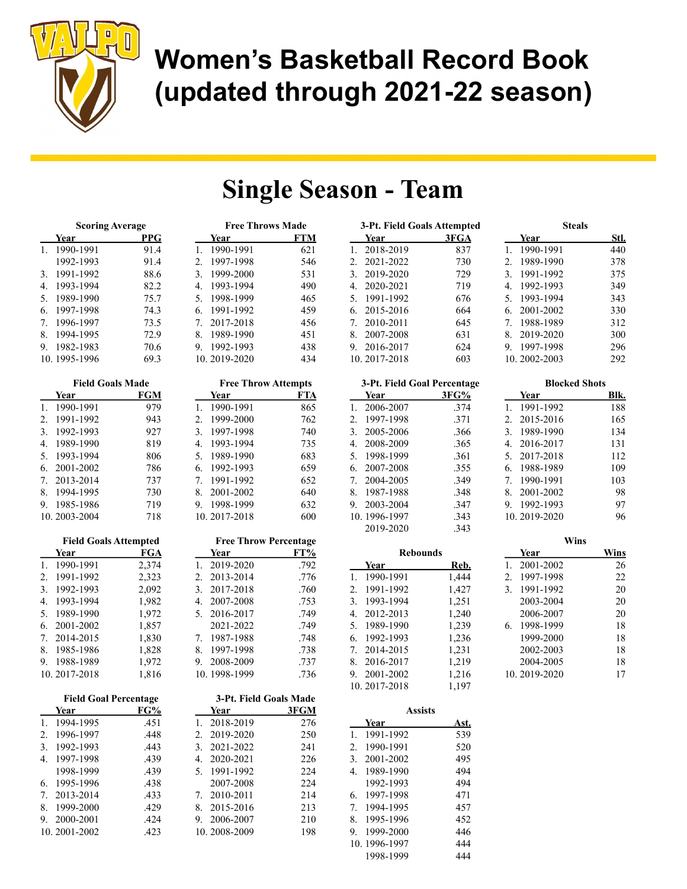# Women's Basketball Record Book (updated through 2021-22 season)

## Single Season - Team

### Scoring Average

| | Year | PPG |
|---|---|---|
| 1. | 1990-1991 | 91.4 |
| | 1992-1993 | 91.4 |
| 3. | 1991-1992 | 88.6 |
| 4. | 1993-1994 | 82.2 |
| 5. | 1989-1990 | 75.7 |
| 6. | 1997-1998 | 74.3 |
| 7. | 1996-1997 | 73.5 |
| 8. | 1994-1995 | 72.9 |
| 9. | 1982-1983 | 70.6 |
| 10. | 1995-1996 | 69.3 |

### Field Goals Made

| | Year | FGM |
|---|---|---|
| 1. | 1990-1991 | 979 |
| 2. | 1991-1992 | 943 |
| 3. | 1992-1993 | 927 |
| 4. | 1989-1990 | 819 |
| 5. | 1993-1994 | 806 |
| 6. | 2001-2002 | 786 |
| 7. | 2013-2014 | 737 |
| 8. | 1994-1995 | 730 |
| 9. | 1985-1986 | 719 |
| 10. | 2003-2004 | 718 |

### Field Goals Attempted

| | Year | FGA |
|---|---|---|
| 1. | 1990-1991 | 2,374 |
| 2. | 1991-1992 | 2,323 |
| 3. | 1992-1993 | 2,092 |
| 4. | 1993-1994 | 1,982 |
| 5. | 1989-1990 | 1,972 |
| 6. | 2001-2002 | 1,857 |
| 7. | 2014-2015 | 1,830 |
| 8. | 1985-1986 | 1,828 |
| 9. | 1988-1989 | 1,972 |
| 10. | 2017-2018 | 1,816 |

### Field Goal Percentage

| | Year | FG% |
|---|---|---|
| 1. | 1994-1995 | .451 |
| 2. | 1996-1997 | .448 |
| 3. | 1992-1993 | .443 |
| 4. | 1997-1998 | .439 |
| | 1998-1999 | .439 |
| 6. | 1995-1996 | .438 |
| 7. | 2013-2014 | .433 |
| 8. | 1999-2000 | .429 |
| 9. | 2000-2001 | .424 |
| 10. | 2001-2002 | .423 |

### Free Throws Made

| | Year | FTM |
|---|---|---|
| 1. | 1990-1991 | 621 |
| 2. | 1997-1998 | 546 |
| 3. | 1999-2000 | 531 |
| 4. | 1993-1994 | 490 |
| 5. | 1998-1999 | 465 |
| 6. | 1991-1992 | 459 |
| 7. | 2017-2018 | 456 |
| 8. | 1989-1990 | 451 |
| 9. | 1992-1993 | 438 |
| 10. | 2019-2020 | 434 |

### Free Throw Attempts

| | Year | FTA |
|---|---|---|
| 1. | 1990-1991 | 865 |
| 2. | 1999-2000 | 762 |
| 3. | 1997-1998 | 740 |
| 4. | 1993-1994 | 735 |
| 5. | 1989-1990 | 683 |
| 6. | 1992-1993 | 659 |
| 7. | 1991-1992 | 652 |
| 8. | 2001-2002 | 640 |
| 9. | 1998-1999 | 632 |
| 10. | 2017-2018 | 600 |

### Free Throw Percentage

| | Year | FT% |
|---|---|---|
| 1. | 2019-2020 | .792 |
| 2. | 2013-2014 | .776 |
| 3. | 2017-2018 | .760 |
| 4. | 2007-2008 | .753 |
| 5. | 2016-2017 | .749 |
| | 2021-2022 | .749 |
| 7. | 1987-1988 | .748 |
| 8. | 1997-1998 | .738 |
| 9. | 2008-2009 | .737 |
| 10. | 1998-1999 | .736 |

### 3-Pt. Field Goals Made

| | Year | 3FGM |
|---|---|---|
| 1. | 2018-2019 | 276 |
| 2. | 2019-2020 | 250 |
| 3. | 2021-2022 | 241 |
| 4. | 2020-2021 | 226 |
| 5. | 1991-1992 | 224 |
| | 2007-2008 | 224 |
| 7. | 2010-2011 | 214 |
| 8. | 2015-2016 | 213 |
| 9. | 2006-2007 | 210 |
| 10. | 2008-2009 | 198 |

### 3-Pt. Field Goals Attempted

| | Year | 3FGA |
|---|---|---|
| 1. | 2018-2019 | 837 |
| 2. | 2021-2022 | 730 |
| 3. | 2019-2020 | 729 |
| 4. | 2020-2021 | 719 |
| 5. | 1991-1992 | 676 |
| 6. | 2015-2016 | 664 |
| 7. | 2010-2011 | 645 |
| 8. | 2007-2008 | 631 |
| 9. | 2016-2017 | 624 |
| 10. | 2017-2018 | 603 |

### 3-Pt. Field Goal Percentage

| | Year | 3FG% |
|---|---|---|
| 1. | 2006-2007 | .374 |
| 2. | 1997-1998 | .371 |
| 3. | 2005-2006 | .366 |
| 4. | 2008-2009 | .365 |
| 5. | 1998-1999 | .361 |
| 6. | 2007-2008 | .355 |
| 7. | 2004-2005 | .349 |
| 8. | 1987-1988 | .348 |
| 9. | 2003-2004 | .347 |
| 10. | 1996-1997 | .343 |
| | 2019-2020 | .343 |

### Rebounds

| | Year | Reb. |
|---|---|---|
| 1. | 1990-1991 | 1,444 |
| 2. | 1991-1992 | 1,427 |
| 3. | 1993-1994 | 1,251 |
| 4. | 2012-2013 | 1,240 |
| 5. | 1989-1990 | 1,239 |
| 6. | 1992-1993 | 1,236 |
| 7. | 2014-2015 | 1,231 |
| 8. | 2016-2017 | 1,219 |
| 9. | 2001-2002 | 1,216 |
| 10. | 2017-2018 | 1,197 |

### Assists

| | Year | Ast. |
|---|---|---|
| 1. | 1991-1992 | 539 |
| 2. | 1990-1991 | 520 |
| 3. | 2001-2002 | 495 |
| 4. | 1989-1990 | 494 |
| | 1992-1993 | 494 |
| 6. | 1997-1998 | 471 |
| 7. | 1994-1995 | 457 |
| 8. | 1995-1996 | 452 |
| 9. | 1999-2000 | 446 |
| 10. | 1996-1997 | 444 |
| | 1998-1999 | 444 |

### Steals

| | Year | Stl. |
|---|---|---|
| 1. | 1990-1991 | 440 |
| 2. | 1989-1990 | 378 |
| 3. | 1991-1992 | 375 |
| 4. | 1992-1993 | 349 |
| 5. | 1993-1994 | 343 |
| 6. | 2001-2002 | 330 |
| 7. | 1988-1989 | 312 |
| 8. | 2019-2020 | 300 |
| 9. | 1997-1998 | 296 |
| 10. | 2002-2003 | 292 |

### Blocked Shots

| | Year | Blk. |
|---|---|---|
| 1. | 1991-1992 | 188 |
| 2. | 2015-2016 | 165 |
| 3. | 1989-1990 | 134 |
| 4. | 2016-2017 | 131 |
| 5. | 2017-2018 | 112 |
| 6. | 1988-1989 | 109 |
| 7. | 1990-1991 | 103 |
| 8. | 2001-2002 | 98 |
| 9. | 1992-1993 | 97 |
| 10. | 2019-2020 | 96 |

### Wins

| | Year | Wins |
|---|---|---|
| 1. | 2001-2002 | 26 |
| 2. | 1997-1998 | 22 |
| 3. | 1991-1992 | 20 |
| | 2003-2004 | 20 |
| | 2006-2007 | 20 |
| 6. | 1998-1999 | 18 |
| | 1999-2000 | 18 |
| | 2002-2003 | 18 |
| | 2004-2005 | 18 |
| 10. | 2019-2020 | 17 |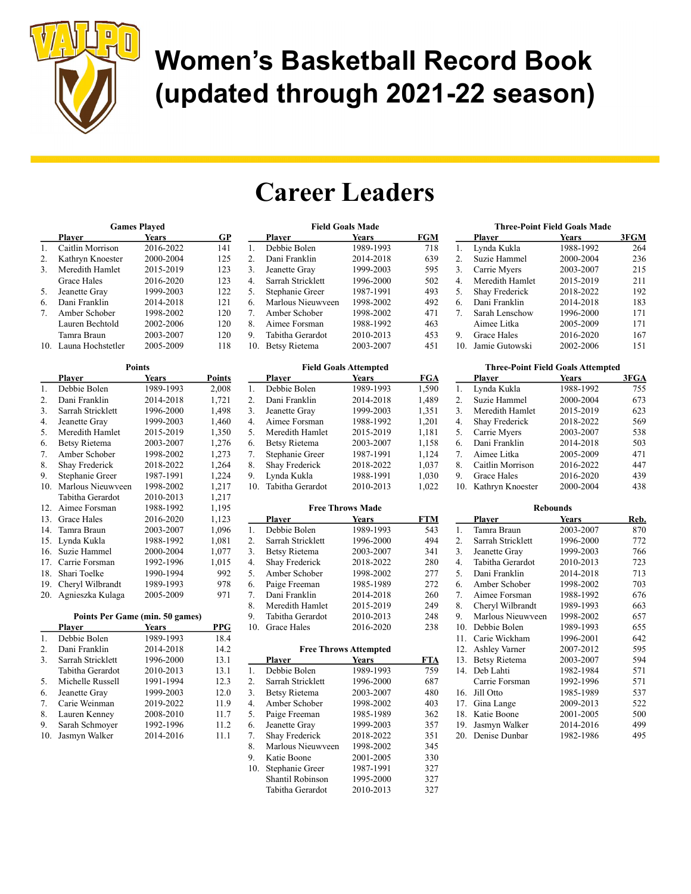# Women's Basketball Record Book (updated through 2021-22 season)

## Career Leaders

### Games Played

| | Player | Years | GP |
|---|---|---|---|
| 1. | Caitlin Morrison | 2016-2022 | 141 |
| 2. | Kathryn Knoester | 2000-2004 | 125 |
| 3. | Meredith Hamlet | 2015-2019 | 123 |
| | Grace Hales | 2016-2020 | 123 |
| 5. | Jeanette Gray | 1999-2003 | 122 |
| 6. | Dani Franklin | 2014-2018 | 121 |
| 7. | Amber Schober | 1998-2002 | 120 |
| | Lauren Bechtold | 2002-2006 | 120 |
| | Tamra Braun | 2003-2007 | 120 |
| 10. | Launa Hochstetler | 2005-2009 | 118 |

### Points

| | Player | Years | Points |
|---|---|---|---|
| 1. | Debbie Bolen | 1989-1993 | 2,008 |
| 2. | Dani Franklin | 2014-2018 | 1,721 |
| 3. | Sarrah Stricklett | 1996-2000 | 1,498 |
| 4. | Jeanette Gray | 1999-2003 | 1,460 |
| 5. | Meredith Hamlet | 2015-2019 | 1,350 |
| 6. | Betsy Rietema | 2003-2007 | 1,276 |
| 7. | Amber Schober | 1998-2002 | 1,273 |
| 8. | Shay Frederick | 2018-2022 | 1,264 |
| 9. | Stephanie Greer | 1987-1991 | 1,224 |
| 10. | Marlous Nieuwveen | 1998-2002 | 1,217 |
| | Tabitha Gerardot | 2010-2013 | 1,217 |
| 12. | Aimee Forsman | 1988-1992 | 1,195 |
| 13. | Grace Hales | 2016-2020 | 1,123 |
| 14. | Tamra Braun | 2003-2007 | 1,096 |
| 15. | Lynda Kukla | 1988-1992 | 1,081 |
| 16. | Suzie Hammel | 2000-2004 | 1,077 |
| 17. | Carrie Forsman | 1992-1996 | 1,015 |
| 18. | Shari Toelke | 1990-1994 | 992 |
| 19. | Cheryl Wilbrandt | 1989-1993 | 978 |
| 20. | Agnieszka Kulaga | 2005-2009 | 971 |

### Points Per Game (min. 50 games)

| | Player | Years | PPG |
|---|---|---|---|
| 1. | Debbie Bolen | 1989-1993 | 18.4 |
| 2. | Dani Franklin | 2014-2018 | 14.2 |
| 3. | Sarrah Stricklett | 1996-2000 | 13.1 |
| | Tabitha Gerardot | 2010-2013 | 13.1 |
| 5. | Michelle Russell | 1991-1994 | 12.3 |
| 6. | Jeanette Gray | 1999-2003 | 12.0 |
| 7. | Carie Weinman | 2019-2022 | 11.9 |
| 8. | Lauren Kenney | 2008-2010 | 11.7 |
| 9. | Sarah Schmoyer | 1992-1996 | 11.2 |
| 10. | Jasmyn Walker | 2014-2016 | 11.1 |

### Field Goals Made

| | Player | Years | FGM |
|---|---|---|---|
| 1. | Debbie Bolen | 1989-1993 | 718 |
| 2. | Dani Franklin | 2014-2018 | 639 |
| 3. | Jeanette Gray | 1999-2003 | 595 |
| 4. | Sarrah Stricklett | 1996-2000 | 502 |
| 5. | Stephanie Greer | 1987-1991 | 493 |
| 6. | Marlous Nieuwveen | 1998-2002 | 492 |
| 7. | Amber Schober | 1998-2002 | 471 |
| 8. | Aimee Forsman | 1988-1992 | 463 |
| 9. | Tabitha Gerardot | 2010-2013 | 453 |
| 10. | Betsy Rietema | 2003-2007 | 451 |

### Field Goals Attempted

| | Player | Years | FGA |
|---|---|---|---|
| 1. | Debbie Bolen | 1989-1993 | 1,590 |
| 2. | Dani Franklin | 2014-2018 | 1,489 |
| 3. | Jeanette Gray | 1999-2003 | 1,351 |
| 4. | Aimee Forsman | 1988-1992 | 1,201 |
| 5. | Meredith Hamlet | 2015-2019 | 1,181 |
| 6. | Betsy Rietema | 2003-2007 | 1,158 |
| 7. | Stephanie Greer | 1987-1991 | 1,124 |
| 8. | Shay Frederick | 2018-2022 | 1,037 |
| 9. | Lynda Kukla | 1988-1991 | 1,030 |
| 10. | Tabitha Gerardot | 2010-2013 | 1,022 |

### Free Throws Made

| | Player | Years | FTM |
|---|---|---|---|
| 1. | Debbie Bolen | 1989-1993 | 543 |
| 2. | Sarrah Stricklett | 1996-2000 | 494 |
| 3. | Betsy Rietema | 2003-2007 | 341 |
| 4. | Shay Frederick | 2018-2022 | 280 |
| 5. | Amber Schober | 1998-2002 | 277 |
| 6. | Paige Freeman | 1985-1989 | 272 |
| 7. | Dani Franklin | 2014-2018 | 260 |
| 8. | Meredith Hamlet | 2015-2019 | 249 |
| 9. | Tabitha Gerardot | 2010-2013 | 248 |
| 10. | Grace Hales | 2016-2020 | 238 |

### Free Throws Attempted

| | Player | Years | FTA |
|---|---|---|---|
| 1. | Debbie Bolen | 1989-1993 | 759 |
| 2. | Sarrah Stricklett | 1996-2000 | 687 |
| 3. | Betsy Rietema | 2003-2007 | 480 |
| 4. | Amber Schober | 1998-2002 | 403 |
| 5. | Paige Freeman | 1985-1989 | 362 |
| 6. | Jeanette Gray | 1999-2003 | 357 |
| 7. | Shay Frederick | 2018-2022 | 351 |
| 8. | Marlous Nieuwveen | 1998-2002 | 345 |
| 9. | Katie Boone | 2001-2005 | 330 |
| 10. | Stephanie Greer | 1987-1991 | 327 |
| | Shantil Robinson | 1995-2000 | 327 |
| | Tabitha Gerardot | 2010-2013 | 327 |

### Three-Point Field Goals Made

| | Player | Years | 3FGM |
|---|---|---|---|
| 1. | Lynda Kukla | 1988-1992 | 264 |
| 2. | Suzie Hammel | 2000-2004 | 236 |
| 3. | Carrie Myers | 2003-2007 | 215 |
| 4. | Meredith Hamlet | 2015-2019 | 211 |
| 5. | Shay Frederick | 2018-2022 | 192 |
| 6. | Dani Franklin | 2014-2018 | 183 |
| 7. | Sarah Lenschow | 1996-2000 | 171 |
| | Aimee Litka | 2005-2009 | 171 |
| 9. | Grace Hales | 2016-2020 | 167 |
| 10. | Jamie Gutowski | 2002-2006 | 151 |

### Three-Point Field Goals Attempted

| | Player | Years | 3FGA |
|---|---|---|---|
| 1. | Lynda Kukla | 1988-1992 | 755 |
| 2. | Suzie Hammel | 2000-2004 | 673 |
| 3. | Meredith Hamlet | 2015-2019 | 623 |
| 4. | Shay Frederick | 2018-2022 | 569 |
| 5. | Carrie Myers | 2003-2007 | 538 |
| 6. | Dani Franklin | 2014-2018 | 503 |
| 7. | Aimee Litka | 2005-2009 | 471 |
| 8. | Caitlin Morrison | 2016-2022 | 447 |
| 9. | Grace Hales | 2016-2020 | 439 |
| 10. | Kathryn Knoester | 2000-2004 | 438 |

### Rebounds

| | Player | Years | Reb. |
|---|---|---|---|
| 1. | Tamra Braun | 2003-2007 | 870 |
| 2. | Sarrah Stricklett | 1996-2000 | 772 |
| 3. | Jeanette Gray | 1999-2003 | 766 |
| 4. | Tabitha Gerardot | 2010-2013 | 723 |
| 5. | Dani Franklin | 2014-2018 | 713 |
| 6. | Amber Schober | 1998-2002 | 703 |
| 7. | Aimee Forsman | 1988-1992 | 676 |
| 8. | Cheryl Wilbrandt | 1989-1993 | 663 |
| 9. | Marlous Nieuwveen | 1998-2002 | 657 |
| 10. | Debbie Bolen | 1989-1993 | 655 |
| 11. | Carie Wickham | 1996-2001 | 642 |
| 12. | Ashley Varner | 2007-2012 | 595 |
| 13. | Betsy Rietema | 2003-2007 | 594 |
| 14. | Deb Lahti | 1982-1984 | 571 |
| | Carrie Forsman | 1992-1996 | 571 |
| 16. | Jill Otto | 1985-1989 | 537 |
| 17. | Gina Lange | 2009-2013 | 522 |
| 18. | Katie Boone | 2001-2005 | 500 |
| 19. | Jasmyn Walker | 2014-2016 | 499 |
| 20. | Denise Dunbar | 1982-1986 | 495 |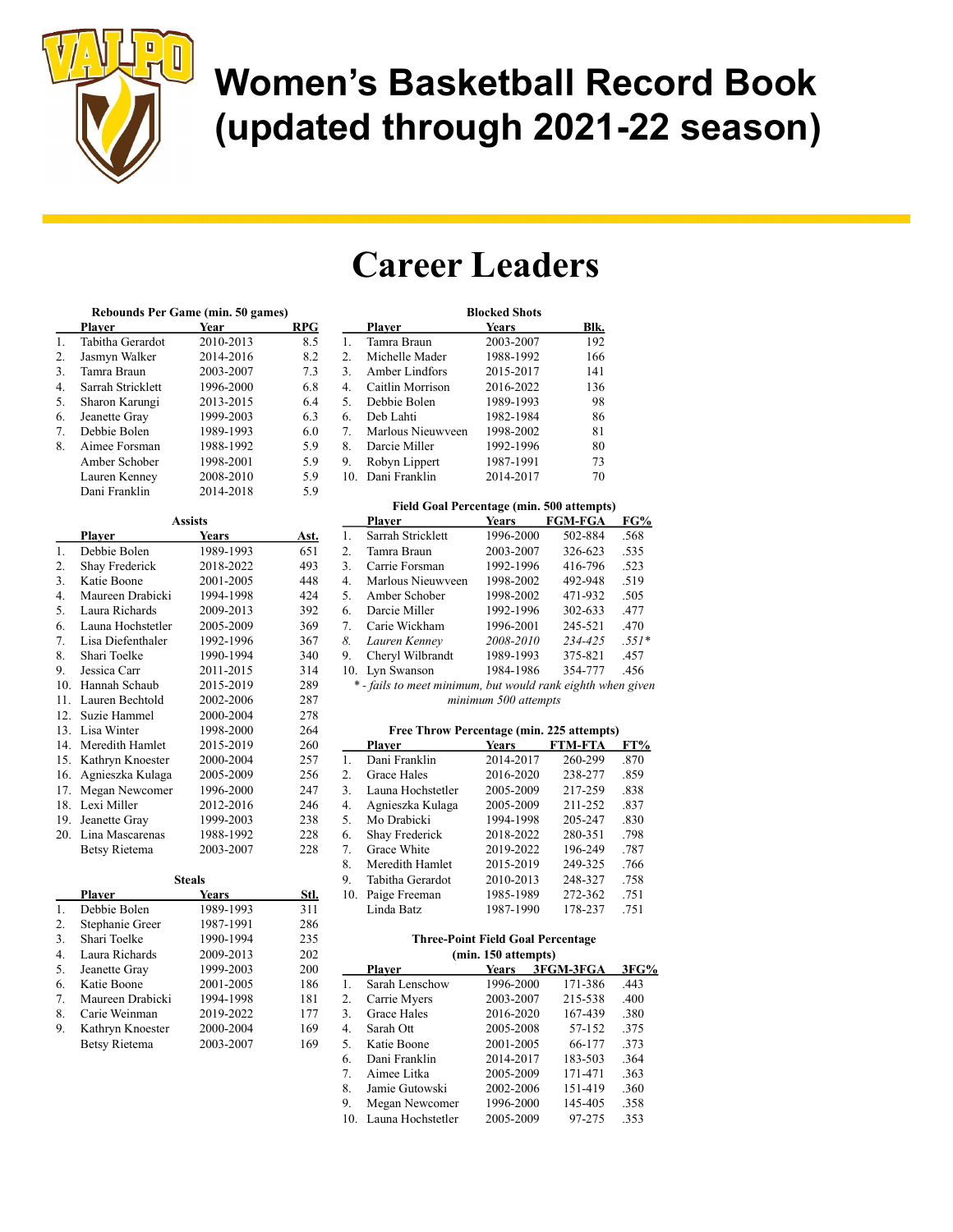# Women's Basketball Record Book (updated through 2021-22 season)

## Career Leaders

### Rebounds Per Game (min. 50 games)

| | Player | Year | RPG |
|---|---|---|---|
| 1. | Tabitha Gerardot | 2010-2013 | 8.5 |
| 2. | Jasmyn Walker | 2014-2016 | 8.2 |
| 3. | Tamra Braun | 2003-2007 | 7.3 |
| 4. | Sarrah Stricklett | 1996-2000 | 6.8 |
| 5. | Sharon Karungi | 2013-2015 | 6.4 |
| 6. | Jeanette Gray | 1999-2003 | 6.3 |
| 7. | Debbie Bolen | 1989-1993 | 6.0 |
| 8. | Aimee Forsman | 1988-1992 | 5.9 |
| | Amber Schober | 1998-2001 | 5.9 |
| | Lauren Kenney | 2008-2010 | 5.9 |
| | Dani Franklin | 2014-2018 | 5.9 |

### Assists

| | Player | Years | Ast. |
|---|---|---|---|
| 1. | Debbie Bolen | 1989-1993 | 651 |
| 2. | Shay Frederick | 2018-2022 | 493 |
| 3. | Katie Boone | 2001-2005 | 448 |
| 4. | Maureen Drabicki | 1994-1998 | 424 |
| 5. | Laura Richards | 2009-2013 | 392 |
| 6. | Launa Hochstetler | 2005-2009 | 369 |
| 7. | Lisa Diefenthaler | 1992-1996 | 367 |
| 8. | Shari Toelke | 1990-1994 | 340 |
| 9. | Jessica Carr | 2011-2015 | 314 |
| 10. | Hannah Schaub | 2015-2019 | 289 |
| 11. | Lauren Bechtold | 2002-2006 | 287 |
| 12. | Suzie Hammel | 2000-2004 | 278 |
| 13. | Lisa Winter | 1998-2000 | 264 |
| 14. | Meredith Hamlet | 2015-2019 | 260 |
| 15. | Kathryn Knoester | 2000-2004 | 257 |
| 16. | Agnieszka Kulaga | 2005-2009 | 256 |
| 17. | Megan Newcomer | 1996-2000 | 247 |
| 18. | Lexi Miller | 2012-2016 | 246 |
| 19. | Jeanette Gray | 1999-2003 | 238 |
| 20. | Lina Mascarenas | 1988-1992 | 228 |
| | Betsy Rietema | 2003-2007 | 228 |

### Steals

| | Player | Years | Stl. |
|---|---|---|---|
| 1. | Debbie Bolen | 1989-1993 | 311 |
| 2. | Stephanie Greer | 1987-1991 | 286 |
| 3. | Shari Toelke | 1990-1994 | 235 |
| 4. | Laura Richards | 2009-2013 | 202 |
| 5. | Jeanette Gray | 1999-2003 | 200 |
| 6. | Katie Boone | 2001-2005 | 186 |
| 7. | Maureen Drabicki | 1994-1998 | 181 |
| 8. | Carie Weinman | 2019-2022 | 177 |
| 9. | Kathryn Knoester | 2000-2004 | 169 |
| | Betsy Rietema | 2003-2007 | 169 |

### Blocked Shots

| | Player | Years | Blk. |
|---|---|---|---|
| 1. | Tamra Braun | 2003-2007 | 192 |
| 2. | Michelle Mader | 1988-1992 | 166 |
| 3. | Amber Lindfors | 2015-2017 | 141 |
| 4. | Caitlin Morrison | 2016-2022 | 136 |
| 5. | Debbie Bolen | 1989-1993 | 98 |
| 6. | Deb Lahti | 1982-1984 | 86 |
| 7. | Marlous Nieuwveen | 1998-2002 | 81 |
| 8. | Darcie Miller | 1992-1996 | 80 |
| 9. | Robyn Lippert | 1987-1991 | 73 |
| 10. | Dani Franklin | 2014-2017 | 70 |

### Field Goal Percentage (min. 500 attempts)

| | Player | Years | FGM-FGA | FG% |
|---|---|---|---|---|
| 1. | Sarrah Stricklett | 1996-2000 | 502-884 | .568 |
| 2. | Tamra Braun | 2003-2007 | 326-623 | .535 |
| 3. | Carrie Forsman | 1992-1996 | 416-796 | .523 |
| 4. | Marlous Nieuwveen | 1998-2002 | 492-948 | .519 |
| 5. | Amber Schober | 1998-2002 | 471-932 | .505 |
| 6. | Darcie Miller | 1992-1996 | 302-633 | .477 |
| 7. | Carie Wickham | 1996-2001 | 245-521 | .470 |
| *8.* | *Lauren Kenney* | *2008-2010* | *234-425* | *.551** |
| 9. | Cheryl Wilbrandt | 1989-1993 | 375-821 | .457 |
| 10. | Lyn Swanson | 1984-1986 | 354-777 | .456 |

*\* - fails to meet minimum, but would rank eighth when given minimum 500 attempts*

### Free Throw Percentage (min. 225 attempts)

| | Player | Years | FTM-FTA | FT% |
|---|---|---|---|---|
| 1. | Dani Franklin | 2014-2017 | 260-299 | .870 |
| 2. | Grace Hales | 2016-2020 | 238-277 | .859 |
| 3. | Launa Hochstetler | 2005-2009 | 217-259 | .838 |
| 4. | Agnieszka Kulaga | 2005-2009 | 211-252 | .837 |
| 5. | Mo Drabicki | 1994-1998 | 205-247 | .830 |
| 6. | Shay Frederick | 2018-2022 | 280-351 | .798 |
| 7. | Grace White | 2019-2022 | 196-249 | .787 |
| 8. | Meredith Hamlet | 2015-2019 | 249-325 | .766 |
| 9. | Tabitha Gerardot | 2010-2013 | 248-327 | .758 |
| 10. | Paige Freeman | 1985-1989 | 272-362 | .751 |
| | Linda Batz | 1987-1990 | 178-237 | .751 |

### Three-Point Field Goal Percentage (min. 150 attempts)

| | Player | Years | 3FGM-3FGA | 3FG% |
|---|---|---|---|---|
| 1. | Sarah Lenschow | 1996-2000 | 171-386 | .443 |
| 2. | Carrie Myers | 2003-2007 | 215-538 | .400 |
| 3. | Grace Hales | 2016-2020 | 167-439 | .380 |
| 4. | Sarah Ott | 2005-2008 | 57-152 | .375 |
| 5. | Katie Boone | 2001-2005 | 66-177 | .373 |
| 6. | Dani Franklin | 2014-2017 | 183-503 | .364 |
| 7. | Aimee Litka | 2005-2009 | 171-471 | .363 |
| 8. | Jamie Gutowski | 2002-2006 | 151-419 | .360 |
| 9. | Megan Newcomer | 1996-2000 | 145-405 | .358 |
| 10. | Launa Hochstetler | 2005-2009 | 97-275 | .353 |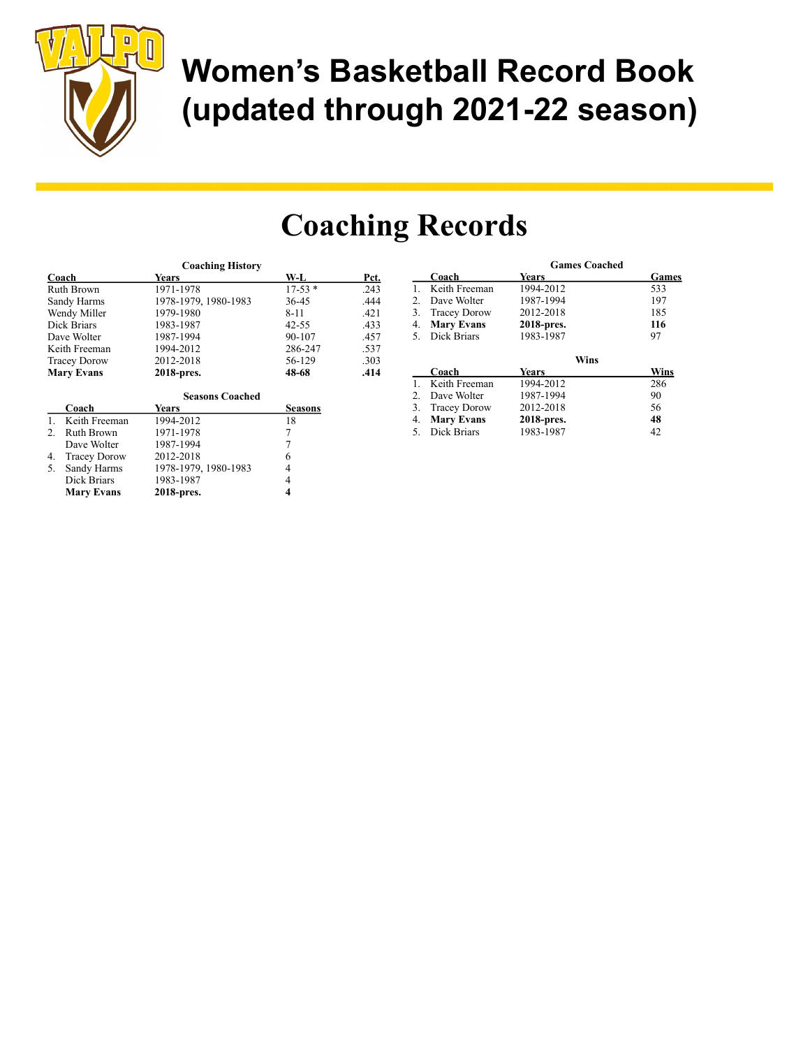# Women's Basketball Record Book (updated through 2021-22 season)

## Coaching Records

**Coaching History**

| Coach | Years | W-L | Pct. |
|---|---|---|---|
| Ruth Brown | 1971-1978 | 17-53 * | .243 |
| Sandy Harms | 1978-1979, 1980-1983 | 36-45 | .444 |
| Wendy Miller | 1979-1980 | 8-11 | .421 |
| Dick Briars | 1983-1987 | 42-55 | .433 |
| Dave Wolter | 1987-1994 | 90-107 | .457 |
| Keith Freeman | 1994-2012 | 286-247 | .537 |
| Tracey Dorow | 2012-2018 | 56-129 | .303 |
| **Mary Evans** | **2018-pres.** | **48-68** | **.414** |

**Seasons Coached**

| | Coach | Years | Seasons |
|---|---|---|---|
| 1. | Keith Freeman | 1994-2012 | 18 |
| 2. | Ruth Brown | 1971-1978 | 7 |
| | Dave Wolter | 1987-1994 | 7 |
| 4. | Tracey Dorow | 2012-2018 | 6 |
| 5. | Sandy Harms | 1978-1979, 1980-1983 | 4 |
| | Dick Briars | 1983-1987 | 4 |
| | **Mary Evans** | **2018-pres.** | **4** |

**Games Coached**

| | Coach | Years | Games |
|---|---|---|---|
| 1. | Keith Freeman | 1994-2012 | 533 |
| 2. | Dave Wolter | 1987-1994 | 197 |
| 3. | Tracey Dorow | 2012-2018 | 185 |
| 4. | **Mary Evans** | **2018-pres.** | **116** |
| 5. | Dick Briars | 1983-1987 | 97 |

**Wins**

| | Coach | Years | Wins |
|---|---|---|---|
| 1. | Keith Freeman | 1994-2012 | 286 |
| 2. | Dave Wolter | 1987-1994 | 90 |
| 3. | Tracey Dorow | 2012-2018 | 56 |
| 4. | **Mary Evans** | **2018-pres.** | **48** |
| 5. | Dick Briars | 1983-1987 | 42 |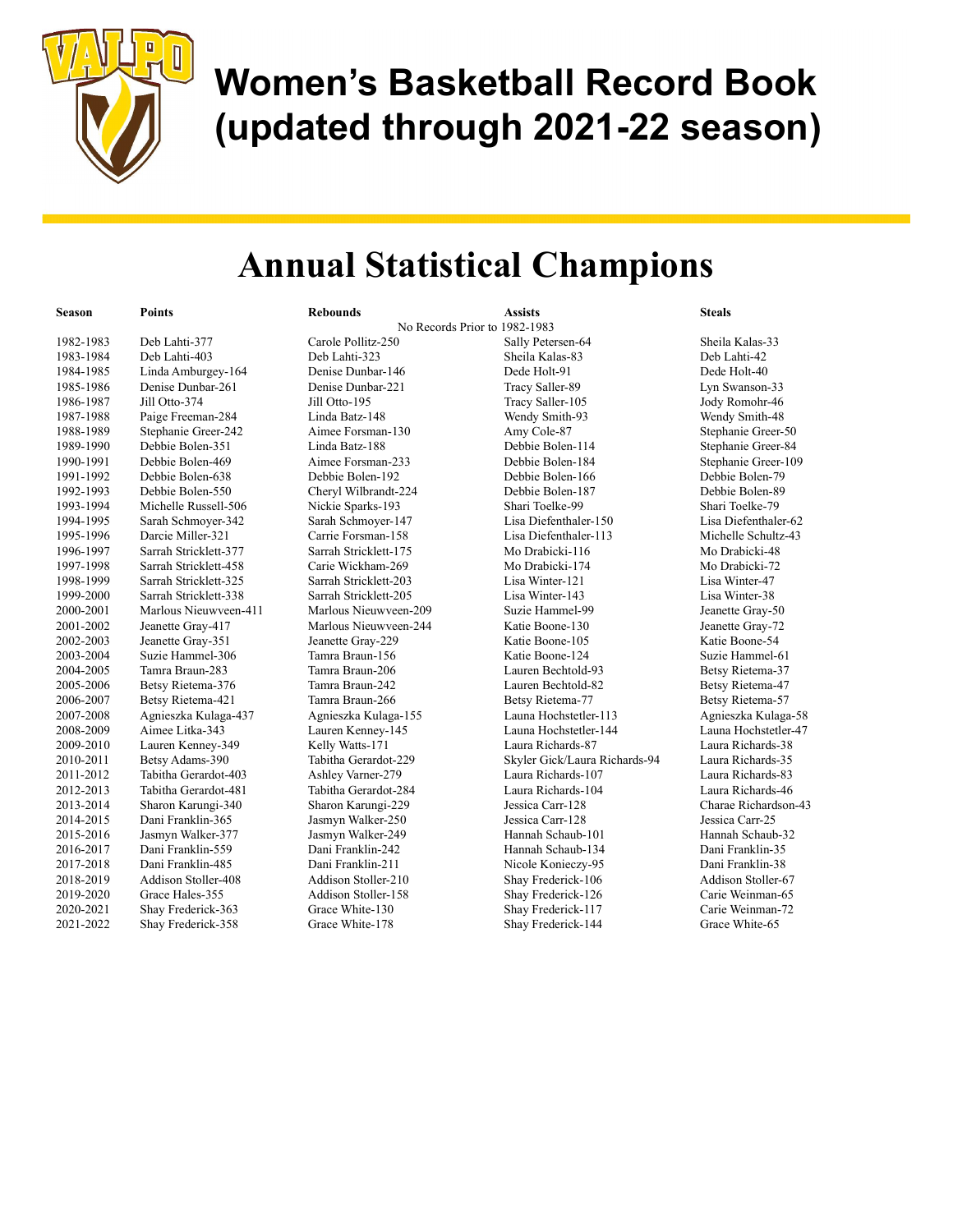# Women's Basketball Record Book (updated through 2021-22 season)

## Annual Statistical Champions

| Season | Points | Rebounds | Assists | Steals |
|---|---|---|---|---|
| | | | No Records Prior to 1982-1983 | |
| 1982-1983 | Deb Lahti-377 | Carole Pollitz-250 | Sally Petersen-64 | Sheila Kalas-33 |
| 1983-1984 | Deb Lahti-403 | Deb Lahti-323 | Sheila Kalas-83 | Deb Lahti-42 |
| 1984-1985 | Linda Amburgey-164 | Denise Dunbar-146 | Dede Holt-91 | Dede Holt-40 |
| 1985-1986 | Denise Dunbar-261 | Denise Dunbar-221 | Tracy Saller-89 | Lyn Swanson-33 |
| 1986-1987 | Jill Otto-374 | Jill Otto-195 | Tracy Saller-105 | Jody Romohr-46 |
| 1987-1988 | Paige Freeman-284 | Linda Batz-148 | Wendy Smith-93 | Wendy Smith-48 |
| 1988-1989 | Stephanie Greer-242 | Aimee Forsman-130 | Amy Cole-87 | Stephanie Greer-50 |
| 1989-1990 | Debbie Bolen-351 | Linda Batz-188 | Debbie Bolen-114 | Stephanie Greer-84 |
| 1990-1991 | Debbie Bolen-469 | Aimee Forsman-233 | Debbie Bolen-184 | Stephanie Greer-109 |
| 1991-1992 | Debbie Bolen-638 | Debbie Bolen-192 | Debbie Bolen-166 | Debbie Bolen-79 |
| 1992-1993 | Debbie Bolen-550 | Cheryl Wilbrandt-224 | Debbie Bolen-187 | Debbie Bolen-89 |
| 1993-1994 | Michelle Russell-506 | Nickie Sparks-193 | Shari Toelke-99 | Shari Toelke-79 |
| 1994-1995 | Sarah Schmoyer-342 | Sarah Schmoyer-147 | Lisa Diefenthaler-150 | Lisa Diefenthaler-62 |
| 1995-1996 | Darcie Miller-321 | Carrie Forsman-158 | Lisa Diefenthaler-113 | Michelle Schultz-43 |
| 1996-1997 | Sarrah Stricklett-377 | Sarrah Stricklett-175 | Mo Drabicki-116 | Mo Drabicki-48 |
| 1997-1998 | Sarrah Stricklett-458 | Carie Wickham-269 | Mo Drabicki-174 | Mo Drabicki-72 |
| 1998-1999 | Sarrah Stricklett-325 | Sarrah Stricklett-203 | Lisa Winter-121 | Lisa Winter-47 |
| 1999-2000 | Sarrah Stricklett-338 | Sarrah Stricklett-205 | Lisa Winter-143 | Lisa Winter-38 |
| 2000-2001 | Marlous Nieuwveen-411 | Marlous Nieuwveen-209 | Suzie Hammel-99 | Jeanette Gray-50 |
| 2001-2002 | Jeanette Gray-417 | Marlous Nieuwveen-244 | Katie Boone-130 | Jeanette Gray-72 |
| 2002-2003 | Jeanette Gray-351 | Jeanette Gray-229 | Katie Boone-105 | Katie Boone-54 |
| 2003-2004 | Suzie Hammel-306 | Tamra Braun-156 | Katie Boone-124 | Suzie Hammel-61 |
| 2004-2005 | Tamra Braun-283 | Tamra Braun-206 | Lauren Bechtold-93 | Betsy Rietema-37 |
| 2005-2006 | Betsy Rietema-376 | Tamra Braun-242 | Lauren Bechtold-82 | Betsy Rietema-47 |
| 2006-2007 | Betsy Rietema-421 | Tamra Braun-266 | Betsy Rietema-77 | Betsy Rietema-57 |
| 2007-2008 | Agnieszka Kulaga-437 | Agnieszka Kulaga-155 | Launa Hochstetler-113 | Agnieszka Kulaga-58 |
| 2008-2009 | Aimee Litka-343 | Lauren Kenney-145 | Launa Hochstetler-144 | Launa Hochstetler-47 |
| 2009-2010 | Lauren Kenney-349 | Kelly Watts-171 | Laura Richards-87 | Laura Richards-38 |
| 2010-2011 | Betsy Adams-390 | Tabitha Gerardot-229 | Skyler Gick/Laura Richards-94 | Laura Richards-35 |
| 2011-2012 | Tabitha Gerardot-403 | Ashley Varner-279 | Laura Richards-107 | Laura Richards-83 |
| 2012-2013 | Tabitha Gerardot-481 | Tabitha Gerardot-284 | Laura Richards-104 | Laura Richards-46 |
| 2013-2014 | Sharon Karungi-340 | Sharon Karungi-229 | Jessica Carr-128 | Charae Richardson-43 |
| 2014-2015 | Dani Franklin-365 | Jasmyn Walker-250 | Jessica Carr-128 | Jessica Carr-25 |
| 2015-2016 | Jasmyn Walker-377 | Jasmyn Walker-249 | Hannah Schaub-101 | Hannah Schaub-32 |
| 2016-2017 | Dani Franklin-559 | Dani Franklin-242 | Hannah Schaub-134 | Dani Franklin-35 |
| 2017-2018 | Dani Franklin-485 | Dani Franklin-211 | Nicole Konieczy-95 | Dani Franklin-38 |
| 2018-2019 | Addison Stoller-408 | Addison Stoller-210 | Shay Frederick-106 | Addison Stoller-67 |
| 2019-2020 | Grace Hales-355 | Addison Stoller-158 | Shay Frederick-126 | Carie Weinman-65 |
| 2020-2021 | Shay Frederick-363 | Grace White-130 | Shay Frederick-117 | Carie Weinman-72 |
| 2021-2022 | Shay Frederick-358 | Grace White-178 | Shay Frederick-144 | Grace White-65 |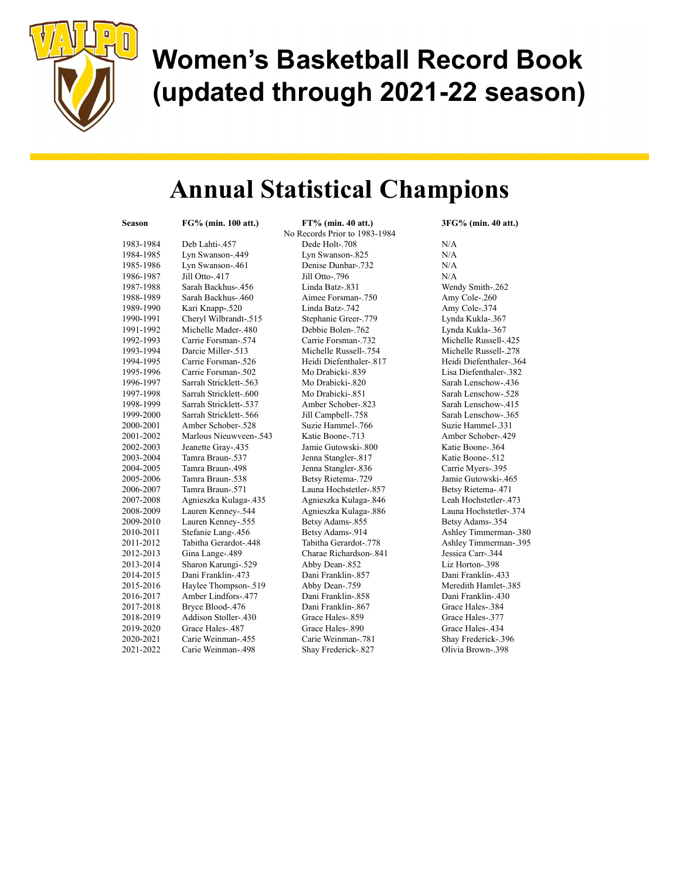# Women's Basketball Record Book (updated through 2021-22 season)

## Annual Statistical Champions

| Season | FG% (min. 100 att.) | FT% (min. 40 att.) | 3FG% (min. 40 att.) |
|---|---|---|---|
| | | No Records Prior to 1983-1984 | |
| 1983-1984 | Deb Lahti-.457 | Dede Holt-.708 | N/A |
| 1984-1985 | Lyn Swanson-.449 | Lyn Swanson-.825 | N/A |
| 1985-1986 | Lyn Swanson-.461 | Denise Dunbar-.732 | N/A |
| 1986-1987 | Jill Otto-.417 | Jill Otto-.796 | N/A |
| 1987-1988 | Sarah Backhus-.456 | Linda Batz-.831 | Wendy Smith-.262 |
| 1988-1989 | Sarah Backhus-.460 | Aimee Forsman-.750 | Amy Cole-.260 |
| 1989-1990 | Kari Knapp-.520 | Linda Batz-.742 | Amy Cole-.374 |
| 1990-1991 | Cheryl Wilbrandt-.515 | Stephanie Greer-.779 | Lynda Kukla-.367 |
| 1991-1992 | Michelle Mader-.480 | Debbie Bolen-.762 | Lynda Kukla-.367 |
| 1992-1993 | Carrie Forsman-.574 | Carrie Forsman-.732 | Michelle Russell-.425 |
| 1993-1994 | Darcie Miller-.513 | Michelle Russell-.754 | Michelle Russell-.278 |
| 1994-1995 | Carrie Forsman-.526 | Heidi Diefenthaler-.817 | Heidi Diefenthaler-.364 |
| 1995-1996 | Carrie Forsman-.502 | Mo Drabicki-.839 | Lisa Diefenthaler-.382 |
| 1996-1997 | Sarrah Stricklett-.563 | Mo Drabicki-.820 | Sarah Lenschow-.436 |
| 1997-1998 | Sarrah Stricklett-.600 | Mo Drabicki-.851 | Sarah Lenschow-.528 |
| 1998-1999 | Sarrah Stricklett-.537 | Amber Schober-.823 | Sarah Lenschow-.415 |
| 1999-2000 | Sarrah Stricklett-.566 | Jill Campbell-.758 | Sarah Lenschow-.365 |
| 2000-2001 | Amber Schober-.528 | Suzie Hammel-.766 | Suzie Hammel-.331 |
| 2001-2002 | Marlous Nieuwveen-.543 | Katie Boone-.713 | Amber Schober-.429 |
| 2002-2003 | Jeanette Gray-.435 | Jamie Gutowski-.800 | Katie Boone-.364 |
| 2003-2004 | Tamra Braun-.537 | Jenna Stangler-.817 | Katie Boone-.512 |
| 2004-2005 | Tamra Braun-.498 | Jenna Stangler-.836 | Carrie Myers-.395 |
| 2005-2006 | Tamra Braun-.538 | Betsy Rietema-.729 | Jamie Gutowski-.465 |
| 2006-2007 | Tamra Braun-.571 | Launa Hochstetler-.857 | Betsy Rietema-.471 |
| 2007-2008 | Agnieszka Kulaga-.435 | Agnieszka Kulaga-.846 | Leah Hochstetler-.473 |
| 2008-2009 | Lauren Kenney-.544 | Agnieszka Kulaga-.886 | Launa Hochstetler-.374 |
| 2009-2010 | Lauren Kenney-.555 | Betsy Adams-.855 | Betsy Adams-.354 |
| 2010-2011 | Stefanie Lang-.456 | Betsy Adams-.914 | Ashley Timmerman-.380 |
| 2011-2012 | Tabitha Gerardot-.448 | Tabitha Gerardot-.778 | Ashley Timmerman-.395 |
| 2012-2013 | Gina Lange-.489 | Charae Richardson-.841 | Jessica Carr-.344 |
| 2013-2014 | Sharon Karungi-.529 | Abby Dean-.852 | Liz Horton-.398 |
| 2014-2015 | Dani Franklin-.473 | Dani Franklin-.857 | Dani Franklin-.433 |
| 2015-2016 | Haylee Thompson-.519 | Abby Dean-.759 | Meredith Hamlet-.385 |
| 2016-2017 | Amber Lindfors-.477 | Dani Franklin-.858 | Dani Franklin-.430 |
| 2017-2018 | Bryce Blood-.476 | Dani Franklin-.867 | Grace Hales-.384 |
| 2018-2019 | Addison Stoller-.430 | Grace Hales-.859 | Grace Hales-.377 |
| 2019-2020 | Grace Hales-.487 | Grace Hales-.890 | Grace Hales-.434 |
| 2020-2021 | Carie Weinman-.455 | Carie Weinman-.781 | Shay Frederick-.396 |
| 2021-2022 | Carie Weinman-.498 | Shay Frederick-.827 | Olivia Brown-.398 |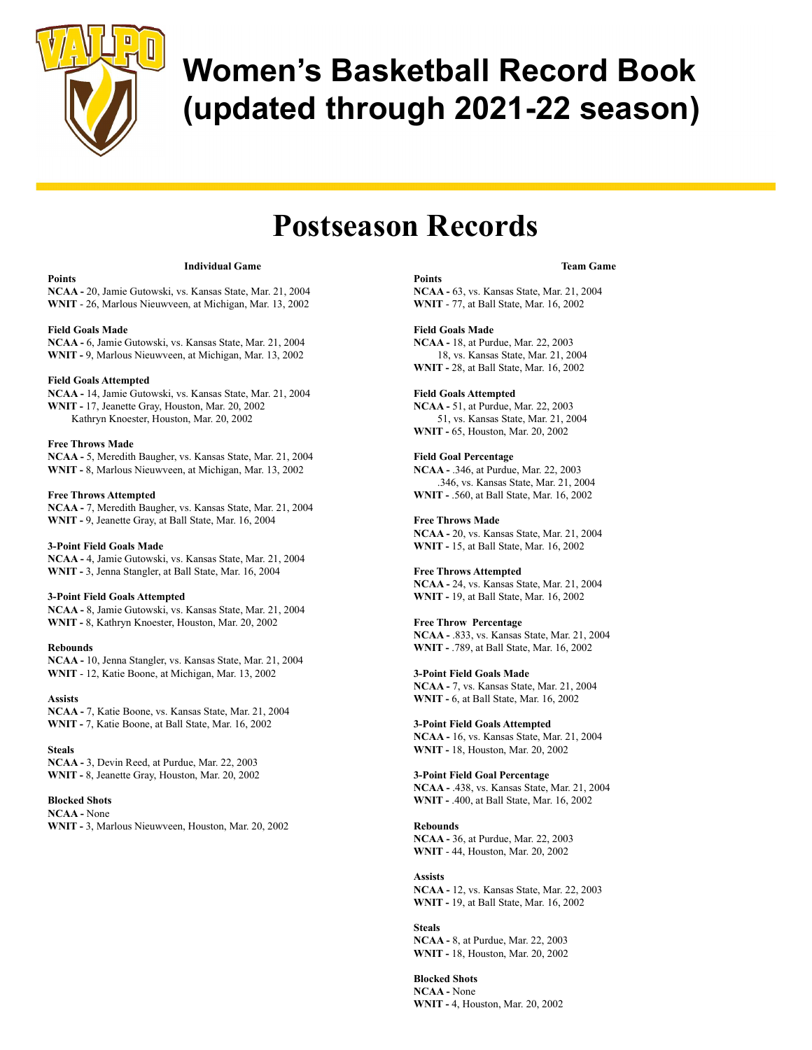# Women's Basketball Record Book (updated through 2021-22 season)

## Postseason Records

### Individual Game

**Points**
**NCAA -** 20, Jamie Gutowski, vs. Kansas State, Mar. 21, 2004
**WNIT** - 26, Marlous Nieuwveen, at Michigan, Mar. 13, 2002

**Field Goals Made**
**NCAA -** 6, Jamie Gutowski, vs. Kansas State, Mar. 21, 2004
**WNIT -** 9, Marlous Nieuwveen, at Michigan, Mar. 13, 2002

**Field Goals Attempted**
**NCAA -** 14, Jamie Gutowski, vs. Kansas State, Mar. 21, 2004
**WNIT -** 17, Jeanette Gray, Houston, Mar. 20, 2002
Kathryn Knoester, Houston, Mar. 20, 2002

**Free Throws Made**
**NCAA -** 5, Meredith Baugher, vs. Kansas State, Mar. 21, 2004
**WNIT -** 8, Marlous Nieuwveen, at Michigan, Mar. 13, 2002

**Free Throws Attempted**
**NCAA -** 7, Meredith Baugher, vs. Kansas State, Mar. 21, 2004
**WNIT -** 9, Jeanette Gray, at Ball State, Mar. 16, 2004

**3-Point Field Goals Made**
**NCAA -** 4, Jamie Gutowski, vs. Kansas State, Mar. 21, 2004
**WNIT -** 3, Jenna Stangler, at Ball State, Mar. 16, 2004

**3-Point Field Goals Attempted**
**NCAA -** 8, Jamie Gutowski, vs. Kansas State, Mar. 21, 2004
**WNIT -** 8, Kathryn Knoester, Houston, Mar. 20, 2002

**Rebounds**
**NCAA -** 10, Jenna Stangler, vs. Kansas State, Mar. 21, 2004
**WNIT** - 12, Katie Boone, at Michigan, Mar. 13, 2002

**Assists**
**NCAA -** 7, Katie Boone, vs. Kansas State, Mar. 21, 2004
**WNIT -** 7, Katie Boone, at Ball State, Mar. 16, 2002

**Steals**
**NCAA -** 3, Devin Reed, at Purdue, Mar. 22, 2003
**WNIT -** 8, Jeanette Gray, Houston, Mar. 20, 2002

**Blocked Shots**
**NCAA -** None
**WNIT -** 3, Marlous Nieuwveen, Houston, Mar. 20, 2002

### Team Game

**Points**
**NCAA -** 63, vs. Kansas State, Mar. 21, 2004
**WNIT** - 77, at Ball State, Mar. 16, 2002

**Field Goals Made**
**NCAA -** 18, at Purdue, Mar. 22, 2003
18, vs. Kansas State, Mar. 21, 2004
**WNIT -** 28, at Ball State, Mar. 16, 2002

**Field Goals Attempted**
**NCAA -** 51, at Purdue, Mar. 22, 2003
51, vs. Kansas State, Mar. 21, 2004
**WNIT -** 65, Houston, Mar. 20, 2002

**Field Goal Percentage**
**NCAA -** .346, at Purdue, Mar. 22, 2003
.346, vs. Kansas State, Mar. 21, 2004
**WNIT -** .560, at Ball State, Mar. 16, 2002

**Free Throws Made**
**NCAA -** 20, vs. Kansas State, Mar. 21, 2004
**WNIT -** 15, at Ball State, Mar. 16, 2002

**Free Throws Attempted**
**NCAA -** 24, vs. Kansas State, Mar. 21, 2004
**WNIT -** 19, at Ball State, Mar. 16, 2002

**Free Throw Percentage**
**NCAA -** .833, vs. Kansas State, Mar. 21, 2004
**WNIT -** .789, at Ball State, Mar. 16, 2002

**3-Point Field Goals Made**
**NCAA -** 7, vs. Kansas State, Mar. 21, 2004
**WNIT -** 6, at Ball State, Mar. 16, 2002

**3-Point Field Goals Attempted**
**NCAA -** 16, vs. Kansas State, Mar. 21, 2004
**WNIT -** 18, Houston, Mar. 20, 2002

**3-Point Field Goal Percentage**
**NCAA -** .438, vs. Kansas State, Mar. 21, 2004
**WNIT -** .400, at Ball State, Mar. 16, 2002

**Rebounds**
**NCAA -** 36, at Purdue, Mar. 22, 2003
**WNIT** - 44, Houston, Mar. 20, 2002

**Assists**
**NCAA -** 12, vs. Kansas State, Mar. 22, 2003
**WNIT -** 19, at Ball State, Mar. 16, 2002

**Steals**
**NCAA -** 8, at Purdue, Mar. 22, 2003
**WNIT -** 18, Houston, Mar. 20, 2002

**Blocked Shots**
**NCAA -** None
**WNIT -** 4, Houston, Mar. 20, 2002